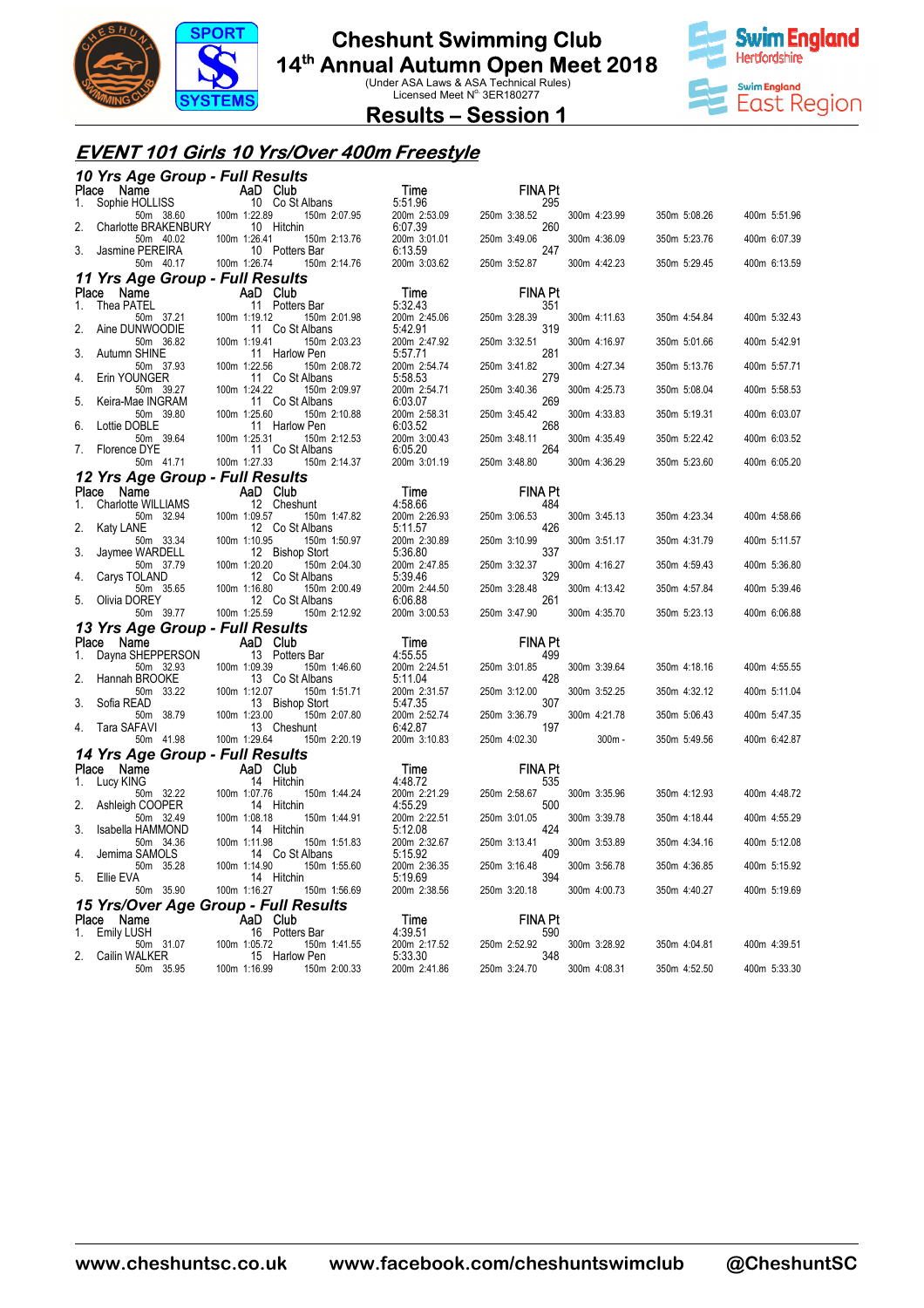# Cheshunt Swimming Club
## 14th Annual Autumn Open Meet 2018

(Under ASA Laws & ASA Technical Rules)
Licensed Meet N° 3ER180277

## Results – Session 1

## EVENT 101 Girls 10 Yrs/Over 400m Freestyle

### 10 Yrs Age Group - Full Results

| Place | Name | AaD | Club | Time | FINA Pt | | | | |
|---|---|---|---|---|---|---|---|---|---|
| 1. | Sophie HOLLISS | 10 | Co St Albans | 5:51.96 | 295 | | | | |
| | 50m 38.60 | 100m 1:22.89 | 150m 2:07.95 | 200m 2:53.09 | 250m 3:38.52 | 300m 4:23.99 | 350m 5:08.26 | 400m 5:51.96 | |
| 2. | Charlotte BRAKENBURY | 10 | Hitchin | 6:07.39 | 260 | | | | |
| | 50m 40.02 | 100m 1:26.41 | 150m 2:13.76 | 200m 3:01.01 | 250m 3:49.06 | 300m 4:36.09 | 350m 5:23.76 | 400m 6:07.39 | |
| 3. | Jasmine PEREIRA | 10 | Potters Bar | 6:13.59 | 247 | | | | |
| | 50m 40.17 | 100m 1:26.74 | 150m 2:14.76 | 200m 3:03.62 | 250m 3:52.87 | 300m 4:42.23 | 350m 5:29.45 | 400m 6:13.59 | |

### 11 Yrs Age Group - Full Results

| Place | Name | AaD | Club | Time | FINA Pt | | | | |
|---|---|---|---|---|---|---|---|---|---|
| 1. | Thea PATEL | 11 | Potters Bar | 5:32.43 | 351 | | | | |
| | 50m 37.21 | 100m 1:19.12 | 150m 2:01.98 | 200m 2:45.06 | 250m 3:28.39 | 300m 4:11.63 | 350m 4:54.84 | 400m 5:32.43 | |
| 2. | Aine DUNWOODIE | 11 | Co St Albans | 5:42.91 | 319 | | | | |
| | 50m 36.82 | 100m 1:19.41 | 150m 2:03.23 | 200m 2:47.92 | 250m 3:32.51 | 300m 4:16.97 | 350m 5:01.66 | 400m 5:42.91 | |
| 3. | Autumn SHINE | 11 | Harlow Pen | 5:57.71 | 281 | | | | |
| | 50m 37.93 | 100m 1:22.56 | 150m 2:08.72 | 200m 2:54.74 | 250m 3:41.82 | 300m 4:27.34 | 350m 5:13.76 | 400m 5:57.71 | |
| 4. | Erin YOUNGER | 11 | Co St Albans | 5:58.53 | 279 | | | | |
| | 50m 39.27 | 100m 1:24.22 | 150m 2:09.97 | 200m 2:54.71 | 250m 3:40.36 | 300m 4:25.73 | 350m 5:08.04 | 400m 5:58.53 | |
| 5. | Keira-Mae INGRAM | 11 | Co St Albans | 6:03.07 | 269 | | | | |
| | 50m 39.80 | 100m 1:25.60 | 150m 2:10.88 | 200m 2:58.31 | 250m 3:45.42 | 300m 4:33.83 | 350m 5:19.31 | 400m 6:03.07 | |
| 6. | Lottie DOBLE | 11 | Harlow Pen | 6:03.52 | 268 | | | | |
| | 50m 39.64 | 100m 1:25.31 | 150m 2:12.53 | 200m 3:00.43 | 250m 3:48.11 | 300m 4:35.49 | 350m 5:22.42 | 400m 6:03.52 | |
| 7. | Florence DYE | 11 | Co St Albans | 6:05.20 | 264 | | | | |
| | 50m 41.71 | 100m 1:27.33 | 150m 2:14.37 | 200m 3:01.19 | 250m 3:48.80 | 300m 4:36.29 | 350m 5:23.60 | 400m 6:05.20 | |

### 12 Yrs Age Group - Full Results

| Place | Name | AaD | Club | Time | FINA Pt | | | | |
|---|---|---|---|---|---|---|---|---|---|
| 1. | Charlotte WILLIAMS | 12 | Cheshunt | 4:58.66 | 484 | | | | |
| | 50m 32.94 | 100m 1:09.57 | 150m 1:47.82 | 200m 2:26.93 | 250m 3:06.53 | 300m 3:45.13 | 350m 4:23.34 | 400m 4:58.66 | |
| 2. | Katy LANE | 12 | Co St Albans | 5:11.57 | 426 | | | | |
| | 50m 33.34 | 100m 1:10.95 | 150m 1:50.97 | 200m 2:30.89 | 250m 3:10.99 | 300m 3:51.17 | 350m 4:31.79 | 400m 5:11.57 | |
| 3. | Jaymee WARDELL | 12 | Bishop Stort | 5:36.80 | 337 | | | | |
| | 50m 37.79 | 100m 1:20.20 | 150m 2:04.30 | 200m 2:47.85 | 250m 3:32.37 | 300m 4:16.27 | 350m 4:59.43 | 400m 5:36.80 | |
| 4. | Carys TOLAND | 12 | Co St Albans | 5:39.46 | 329 | | | | |
| | 50m 35.65 | 100m 1:16.80 | 150m 2:00.49 | 200m 2:44.50 | 250m 3:28.48 | 300m 4:13.42 | 350m 4:57.84 | 400m 5:39.46 | |
| 5. | Olivia DOREY | 12 | Co St Albans | 6:06.88 | 261 | | | | |
| | 50m 39.77 | 100m 1:25.59 | 150m 2:12.92 | 200m 3:00.53 | 250m 3:47.90 | 300m 4:35.70 | 350m 5:23.13 | 400m 6:06.88 | |

### 13 Yrs Age Group - Full Results

| Place | Name | AaD | Club | Time | FINA Pt | | | | |
|---|---|---|---|---|---|---|---|---|---|
| 1. | Dayna SHEPPERSON | 13 | Potters Bar | 4:55.55 | 499 | | | | |
| | 50m 32.93 | 100m 1:09.39 | 150m 1:46.60 | 200m 2:24.51 | 250m 3:01.85 | 300m 3:39.64 | 350m 4:18.16 | 400m 4:55.55 | |
| 2. | Hannah BROOKE | 13 | Co St Albans | 5:11.04 | 428 | | | | |
| | 50m 33.22 | 100m 1:12.07 | 150m 1:51.71 | 200m 2:31.57 | 250m 3:12.00 | 300m 3:52.25 | 350m 4:32.12 | 400m 5:11.04 | |
| 3. | Sofia READ | 13 | Bishop Stort | 5:47.35 | 307 | | | | |
| | 50m 38.79 | 100m 1:23.00 | 150m 2:07.80 | 200m 2:52.74 | 250m 3:36.79 | 300m 4:21.78 | 350m 5:06.43 | 400m 5:47.35 | |
| 4. | Tara SAFAVI | 13 | Cheshunt | 6:42.87 | 197 | | | | |
| | 50m 41.98 | 100m 1:29.64 | 150m 2:20.19 | 200m 3:10.83 | 250m 4:02.30 | 300m - | 350m 5:49.56 | 400m 6:42.87 | |

### 14 Yrs Age Group - Full Results

| Place | Name | AaD | Club | Time | FINA Pt | | | | |
|---|---|---|---|---|---|---|---|---|---|
| 1. | Lucy KING | 14 | Hitchin | 4:48.72 | 535 | | | | |
| | 50m 32.22 | 100m 1:07.76 | 150m 1:44.24 | 200m 2:21.29 | 250m 2:58.67 | 300m 3:35.96 | 350m 4:12.93 | 400m 4:48.72 | |
| 2. | Ashleigh COOPER | 14 | Hitchin | 4:55.29 | 500 | | | | |
| | 50m 32.49 | 100m 1:08.18 | 150m 1:44.91 | 200m 2:22.51 | 250m 3:01.05 | 300m 3:39.78 | 350m 4:18.44 | 400m 4:55.29 | |
| 3. | Isabella HAMMOND | 14 | Hitchin | 5:12.08 | 424 | | | | |
| | 50m 34.36 | 100m 1:11.98 | 150m 1:51.83 | 200m 2:32.67 | 250m 3:13.41 | 300m 3:53.89 | 350m 4:34.16 | 400m 5:12.08 | |
| 4. | Jemima SAMOLS | 14 | Co St Albans | 5:15.92 | 409 | | | | |
| | 50m 35.28 | 100m 1:14.90 | 150m 1:55.60 | 200m 2:36.35 | 250m 3:16.48 | 300m 3:56.78 | 350m 4:36.85 | 400m 5:15.92 | |
| 5. | Ellie EVA | 14 | Hitchin | 5:19.69 | 394 | | | | |
| | 50m 35.90 | 100m 1:16.27 | 150m 1:56.69 | 200m 2:38.56 | 250m 3:20.18 | 300m 4:00.73 | 350m 4:40.27 | 400m 5:19.69 | |

### 15 Yrs/Over Age Group - Full Results

| Place | Name | AaD | Club | Time | FINA Pt | | | | |
|---|---|---|---|---|---|---|---|---|---|
| 1. | Emily LUSH | 16 | Potters Bar | 4:39.51 | 590 | | | | |
| | 50m 31.07 | 100m 1:05.72 | 150m 1:41.55 | 200m 2:17.52 | 250m 2:52.92 | 300m 3:28.92 | 350m 4:04.81 | 400m 4:39.51 | |
| 2. | Cailin WALKER | 15 | Harlow Pen | 5:33.30 | 348 | | | | |
| | 50m 35.95 | 100m 1:16.99 | 150m 2:00.33 | 200m 2:41.86 | 250m 3:24.70 | 300m 4:08.31 | 350m 4:52.50 | 400m 5:33.30 | |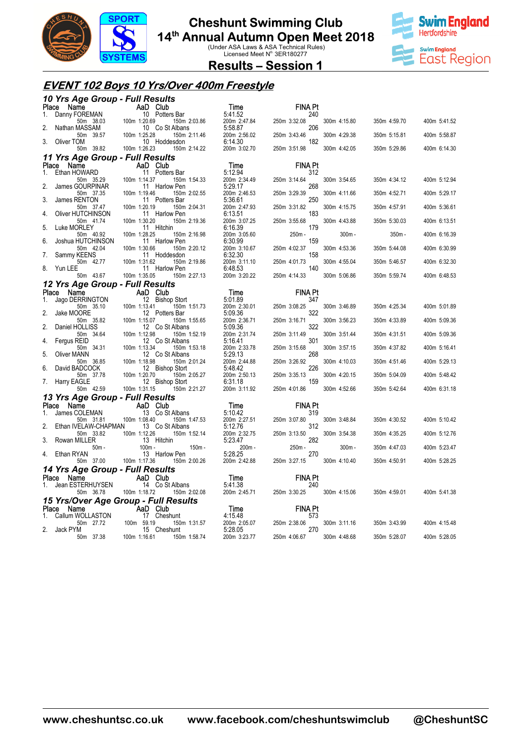# Cheshunt Swimming Club

## 14th Annual Autumn Open Meet 2018

(Under ASA Laws & ASA Technical Rules)
Licensed Meet N° 3ER180277

## Results – Session 1

## EVENT 102 Boys 10 Yrs/Over 400m Freestyle

### 10 Yrs Age Group - Full Results

| Place | Name | AaD | Club | Time | FINA Pt |
|---|---|---|---|---|---|
| 1. | Danny FOREMAN | 10 | Potters Bar | 5:41.52 | 240 |
| | 50m 38.03 | 100m 1:20.69 | 150m 2:03.86 | 200m 2:47.84 | 250m 3:32.08 | 300m 4:15.80 | 350m 4:59.70 | 400m 5:41.52 |
| 2. | Nathan MASSAM | 10 | Co St Albans | 5:58.87 | 206 |
| | 50m 39.57 | 100m 1:25.28 | 150m 2:11.46 | 200m 2:56.02 | 250m 3:43.46 | 300m 4:29.38 | 350m 5:15.81 | 400m 5:58.87 |
| 3. | Oliver TOM | 10 | Hoddesdon | 6:14.30 | 182 |
| | 50m 39.82 | 100m 1:26.23 | 150m 2:14.22 | 200m 3:02.70 | 250m 3:51.98 | 300m 4:42.05 | 350m 5:29.86 | 400m 6:14.30 |

### 11 Yrs Age Group - Full Results

| Place | Name | AaD | Club | Time | FINA Pt |
|---|---|---|---|---|---|
| 1. | Ethan HOWARD | 11 | Potters Bar | 5:12.94 | 312 |
| | 50m 35.29 | 100m 1:14.37 | 150m 1:54.33 | 200m 2:34.49 | 250m 3:14.64 | 300m 3:54.65 | 350m 4:34.12 | 400m 5:12.94 |
| 2. | James GOURPINAR | 11 | Harlow Pen | 5:29.17 | 268 |
| | 50m 37.35 | 100m 1:19.46 | 150m 2:02.55 | 200m 2:46.53 | 250m 3:29.39 | 300m 4:11.66 | 350m 4:52.71 | 400m 5:29.17 |
| 3. | James RENTON | 11 | Potters Bar | 5:36.61 | 250 |
| | 50m 37.47 | 100m 1:20.19 | 150m 2:04.31 | 200m 2:47.93 | 250m 3:31.82 | 300m 4:15.75 | 350m 4:57.91 | 400m 5:36.61 |
| 4. | Oliver HUTCHINSON | 11 | Harlow Pen | 6:13.51 | 183 |
| | 50m 41.74 | 100m 1:30.20 | 150m 2:19.36 | 200m 3:07.25 | 250m 3:55.68 | 300m 4:43.88 | 350m 5:30.03 | 400m 6:13.51 |
| 5. | Luke MORLEY | 11 | Hitchin | 6:16.39 | 179 |
| | 50m 40.92 | 100m 1:28.25 | 150m 2:16.98 | 200m 3:05.60 | 250m - | 300m - | 350m - | 400m 6:16.39 |
| 6. | Joshua HUTCHINSON | 11 | Harlow Pen | 6:30.99 | 159 |
| | 50m 42.04 | 100m 1:30.66 | 150m 2:20.12 | 200m 3:10.67 | 250m 4:02.37 | 300m 4:53.36 | 350m 5:44.08 | 400m 6:30.99 |
| 7. | Sammy KEENS | 11 | Hoddesdon | 6:32.30 | 158 |
| | 50m 42.77 | 100m 1:31.62 | 150m 2:19.86 | 200m 3:11.10 | 250m 4:01.73 | 300m 4:55.04 | 350m 5:46.57 | 400m 6:32.30 |
| 8. | Yun LEE | 11 | Harlow Pen | 6:48.53 | 140 |
| | 50m 43.67 | 100m 1:35.05 | 150m 2:27.13 | 200m 3:20.22 | 250m 4:14.33 | 300m 5:06.86 | 350m 5:59.74 | 400m 6:48.53 |

### 12 Yrs Age Group - Full Results

| Place | Name | AaD | Club | Time | FINA Pt |
|---|---|---|---|---|---|
| 1. | Jago DERRINGTON | 12 | Bishop Stort | 5:01.89 | 347 |
| | 50m 35.10 | 100m 1:13.41 | 150m 1:51.73 | 200m 2:30.01 | 250m 3:08.25 | 300m 3:46.89 | 350m 4:25.34 | 400m 5:01.89 |
| 2. | Jake MOORE | 12 | Potters Bar | 5:09.36 | 322 |
| | 50m 35.82 | 100m 1:15.07 | 150m 1:55.65 | 200m 2:36.71 | 250m 3:16.71 | 300m 3:56.23 | 350m 4:33.89 | 400m 5:09.36 |
| 2. | Daniel HOLLISS | 12 | Co St Albans | 5:09.36 | 322 |
| | 50m 34.64 | 100m 1:12.98 | 150m 1:52.19 | 200m 2:31.74 | 250m 3:11.49 | 300m 3:51.44 | 350m 4:31.51 | 400m 5:09.36 |
| 4. | Fergus REID | 12 | Co St Albans | 5:16.41 | 301 |
| | 50m 34.31 | 100m 1:13.34 | 150m 1:53.18 | 200m 2:33.78 | 250m 3:15.68 | 300m 3:57.15 | 350m 4:37.82 | 400m 5:16.41 |
| 5. | Oliver MANN | 12 | Co St Albans | 5:29.13 | 268 |
| | 50m 36.85 | 100m 1:18.98 | 150m 2:01.24 | 200m 2:44.88 | 250m 3:26.92 | 300m 4:10.03 | 350m 4:51.46 | 400m 5:29.13 |
| 6. | David BADCOCK | 12 | Bishop Stort | 5:48.42 | 226 |
| | 50m 37.78 | 100m 1:20.70 | 150m 2:05.27 | 200m 2:50.13 | 250m 3:35.13 | 300m 4:20.15 | 350m 5:04.09 | 400m 5:48.42 |
| 7. | Harry EAGLE | 12 | Bishop Stort | 6:31.18 | 159 |
| | 50m 42.59 | 100m 1:31.15 | 150m 2:21.27 | 200m 3:11.92 | 250m 4:01.86 | 300m 4:52.66 | 350m 5:42.64 | 400m 6:31.18 |

### 13 Yrs Age Group - Full Results

| Place | Name | AaD | Club | Time | FINA Pt |
|---|---|---|---|---|---|
| 1. | James COLEMAN | 13 | Co St Albans | 5:10.42 | 319 |
| | 50m 31.81 | 100m 1:08.40 | 150m 1:47.53 | 200m 2:27.51 | 250m 3:07.80 | 300m 3:48.84 | 350m 4:30.52 | 400m 5:10.42 |
| 2. | Ethan IVELAW-CHAPMAN | 13 | Co St Albans | 5:12.76 | 312 |
| | 50m 33.82 | 100m 1:12.26 | 150m 1:52.14 | 200m 2:32.75 | 250m 3:13.50 | 300m 3:54.38 | 350m 4:35.25 | 400m 5:12.76 |
| 3. | Rowan MILLER | 13 | Hitchin | 5:23.47 | 282 |
| | 50m - | 100m - | 150m - | 200m - | 250m - | 300m - | 350m 4:47.03 | 400m 5:23.47 |
| 4. | Ethan RYAN | 13 | Harlow Pen | 5:28.25 | 270 |
| | 50m 37.00 | 100m 1:17.36 | 150m 2:00.26 | 200m 2:42.88 | 250m 3:27.15 | 300m 4:10.40 | 350m 4:50.91 | 400m 5:28.25 |

### 14 Yrs Age Group - Full Results

| Place | Name | AaD | Club | Time | FINA Pt |
|---|---|---|---|---|---|
| 1. | Jean ESTERHUYSEN | 14 | Co St Albans | 5:41.38 | 240 |
| | 50m 36.78 | 100m 1:18.72 | 150m 2:02.08 | 200m 2:45.71 | 250m 3:30.25 | 300m 4:15.06 | 350m 4:59.01 | 400m 5:41.38 |

### 15 Yrs/Over Age Group - Full Results

| Place | Name | AaD | Club | Time | FINA Pt |
|---|---|---|---|---|---|
| 1. | Callum WOLLASTON | 17 | Cheshunt | 4:15.48 | 573 |
| | 50m 27.72 | 100m 59.19 | 150m 1:31.57 | 200m 2:05.07 | 250m 2:38.06 | 300m 3:11.16 | 350m 3:43.99 | 400m 4:15.48 |
| 2. | Jack PYM | 15 | Cheshunt | 5:28.05 | 270 |
| | 50m 37.38 | 100m 1:16.61 | 150m 1:58.74 | 200m 3:23.77 | 250m 4:06.67 | 300m 4:48.68 | 350m 5:28.07 | 400m 5:28.05 |

www.cheshuntsc.co.uk www.facebook.com/cheshuntswimclub @CheshuntSC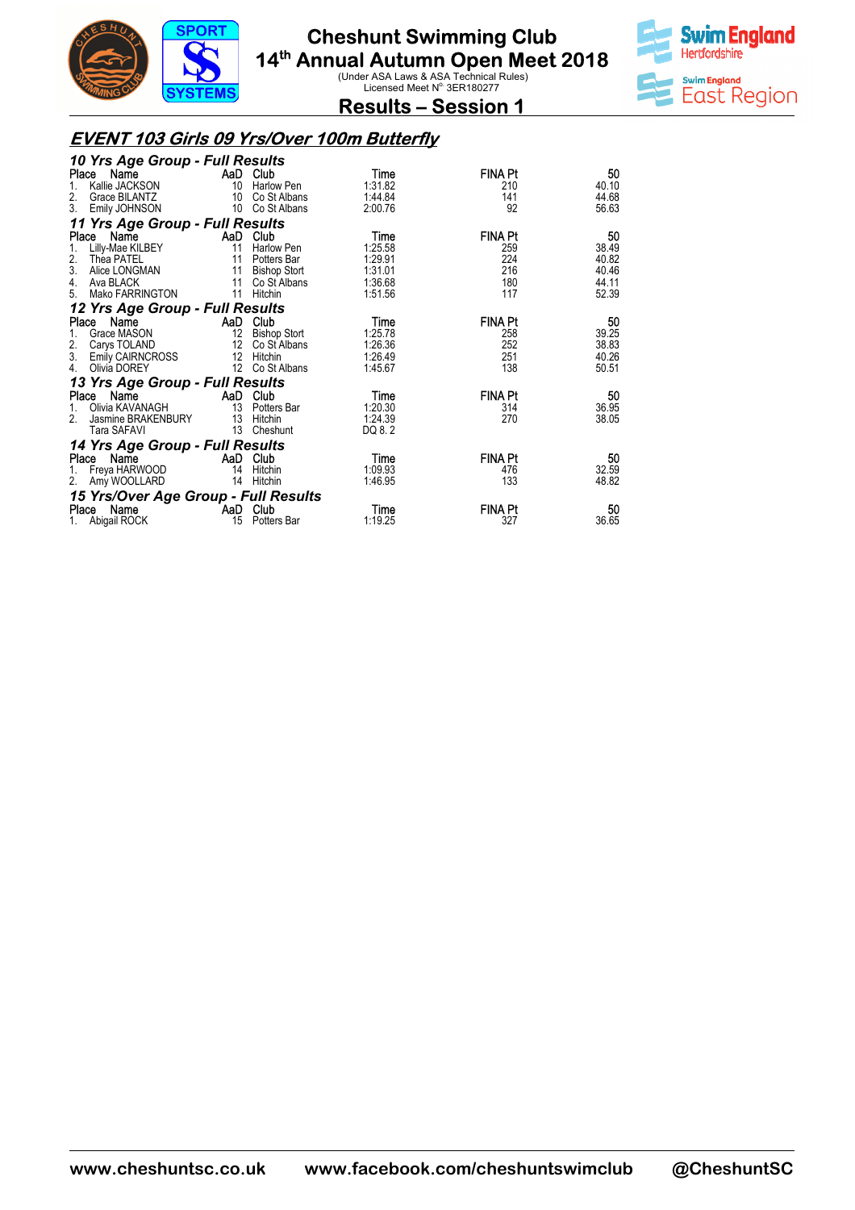# Cheshunt Swimming Club

## 14th Annual Autumn Open Meet 2018

(Under ASA Laws & ASA Technical Rules)
Licensed Meet N° 3ER180277

## Results – Session 1

## EVENT 103 Girls 09 Yrs/Over 100m Butterfly

### 10 Yrs Age Group - Full Results

| Place | Name | AaD | Club | Time | FINA Pt | 50 |
|---|---|---|---|---|---|---|
| 1. | Kallie JACKSON | 10 | Harlow Pen | 1:31.82 | 210 | 40.10 |
| 2. | Grace BILANTZ | 10 | Co St Albans | 1:44.84 | 141 | 44.68 |
| 3. | Emily JOHNSON | 10 | Co St Albans | 2:00.76 | 92 | 56.63 |

### 11 Yrs Age Group - Full Results

| Place | Name | AaD | Club | Time | FINA Pt | 50 |
|---|---|---|---|---|---|---|
| 1. | Lilly-Mae KILBEY | 11 | Harlow Pen | 1:25.58 | 259 | 38.49 |
| 2. | Thea PATEL | 11 | Potters Bar | 1:29.91 | 224 | 40.82 |
| 3. | Alice LONGMAN | 11 | Bishop Stort | 1:31.01 | 216 | 40.46 |
| 4. | Ava BLACK | 11 | Co St Albans | 1:36.68 | 180 | 44.11 |
| 5. | Mako FARRINGTON | 11 | Hitchin | 1:51.56 | 117 | 52.39 |

### 12 Yrs Age Group - Full Results

| Place | Name | AaD | Club | Time | FINA Pt | 50 |
|---|---|---|---|---|---|---|
| 1. | Grace MASON | 12 | Bishop Stort | 1:25.78 | 258 | 39.25 |
| 2. | Carys TOLAND | 12 | Co St Albans | 1:26.36 | 252 | 38.83 |
| 3. | Emily CAIRNCROSS | 12 | Hitchin | 1:26.49 | 251 | 40.26 |
| 4. | Olivia DOREY | 12 | Co St Albans | 1:45.67 | 138 | 50.51 |

### 13 Yrs Age Group - Full Results

| Place | Name | AaD | Club | Time | FINA Pt | 50 |
|---|---|---|---|---|---|---|
| 1. | Olivia KAVANAGH | 13 | Potters Bar | 1:20.30 | 314 | 36.95 |
| 2. | Jasmine BRAKENBURY | 13 | Hitchin | 1:24.39 | 270 | 38.05 |
| | Tara SAFAVI | 13 | Cheshunt | DQ 8. 2 | | |

### 14 Yrs Age Group - Full Results

| Place | Name | AaD | Club | Time | FINA Pt | 50 |
|---|---|---|---|---|---|---|
| 1. | Freya HARWOOD | 14 | Hitchin | 1:09.93 | 476 | 32.59 |
| 2. | Amy WOOLLARD | 14 | Hitchin | 1:46.95 | 133 | 48.82 |

### 15 Yrs/Over Age Group - Full Results

| Place | Name | AaD | Club | Time | FINA Pt | 50 |
|---|---|---|---|---|---|---|
| 1. | Abigail ROCK | 15 | Potters Bar | 1:19.25 | 327 | 36.65 |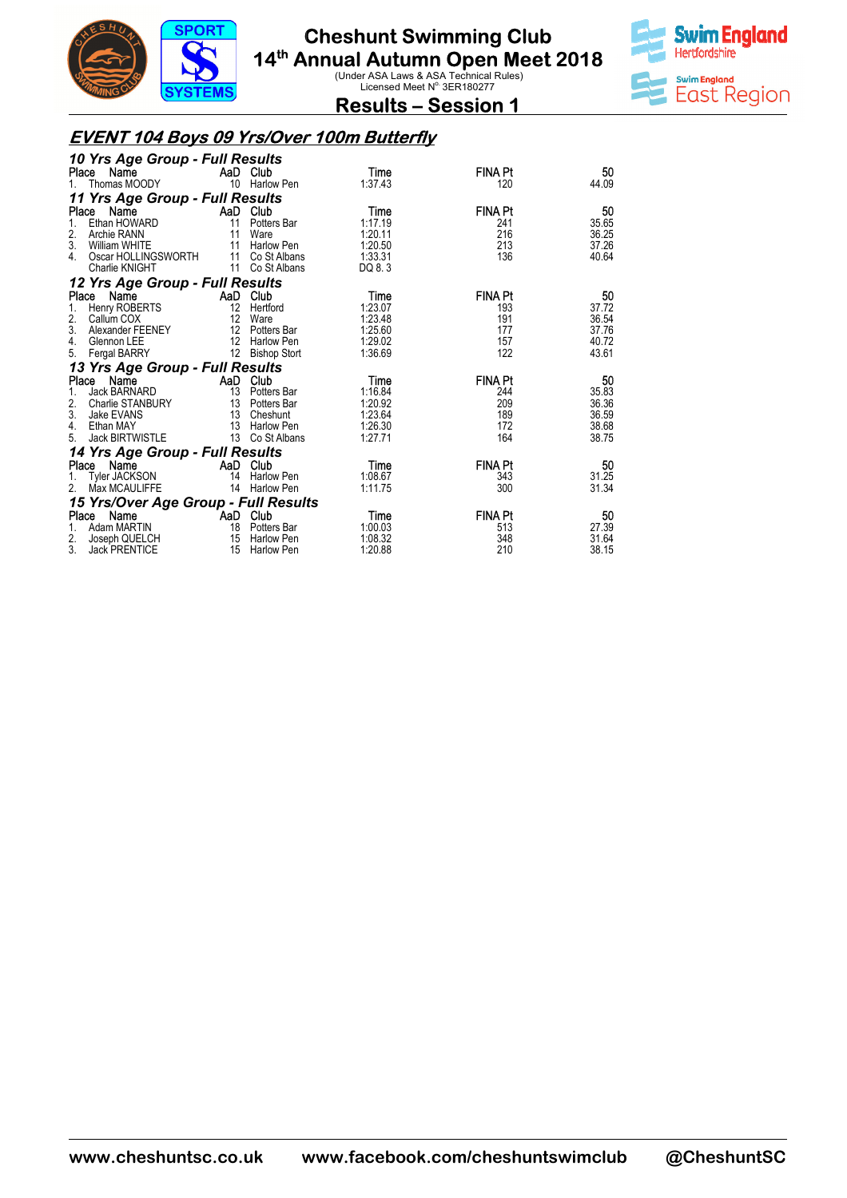# Cheshunt Swimming Club
## 14th Annual Autumn Open Meet 2018
(Under ASA Laws & ASA Technical Rules)
Licensed Meet N° 3ER180277

## Results – Session 1

### *EVENT 104 Boys 09 Yrs/Over 100m Butterfly*

**10 Yrs Age Group - Full Results**

| Place | Name | AaD | Club | Time | FINA Pt | 50 |
|---|---|---|---|---|---|---|
| 1. | Thomas MOODY | 10 | Harlow Pen | 1:37.43 | 120 | 44.09 |

**11 Yrs Age Group - Full Results**

| Place | Name | AaD | Club | Time | FINA Pt | 50 |
|---|---|---|---|---|---|---|
| 1. | Ethan HOWARD | 11 | Potters Bar | 1:17.19 | 241 | 35.65 |
| 2. | Archie RANN | 11 | Ware | 1:20.11 | 216 | 36.25 |
| 3. | William WHITE | 11 | Harlow Pen | 1:20.50 | 213 | 37.26 |
| 4. | Oscar HOLLINGSWORTH | 11 | Co St Albans | 1:33.31 | 136 | 40.64 |
| | Charlie KNIGHT | 11 | Co St Albans | DQ 8. 3 | | |

**12 Yrs Age Group - Full Results**

| Place | Name | AaD | Club | Time | FINA Pt | 50 |
|---|---|---|---|---|---|---|
| 1. | Henry ROBERTS | 12 | Hertford | 1:23.07 | 193 | 37.72 |
| 2. | Callum COX | 12 | Ware | 1:23.48 | 191 | 36.54 |
| 3. | Alexander FEENEY | 12 | Potters Bar | 1:25.60 | 177 | 37.76 |
| 4. | Glennon LEE | 12 | Harlow Pen | 1:29.02 | 157 | 40.72 |
| 5. | Fergal BARRY | 12 | Bishop Stort | 1:36.69 | 122 | 43.61 |

**13 Yrs Age Group - Full Results**

| Place | Name | AaD | Club | Time | FINA Pt | 50 |
|---|---|---|---|---|---|---|
| 1. | Jack BARNARD | 13 | Potters Bar | 1:16.84 | 244 | 35.83 |
| 2. | Charlie STANBURY | 13 | Potters Bar | 1:20.92 | 209 | 36.36 |
| 3. | Jake EVANS | 13 | Cheshunt | 1:23.64 | 189 | 36.59 |
| 4. | Ethan MAY | 13 | Harlow Pen | 1:26.30 | 172 | 38.68 |
| 5. | Jack BIRTWISTLE | 13 | Co St Albans | 1:27.71 | 164 | 38.75 |

**14 Yrs Age Group - Full Results**

| Place | Name | AaD | Club | Time | FINA Pt | 50 |
|---|---|---|---|---|---|---|
| 1. | Tyler JACKSON | 14 | Harlow Pen | 1:08.67 | 343 | 31.25 |
| 2. | Max MCAULIFFE | 14 | Harlow Pen | 1:11.75 | 300 | 31.34 |

**15 Yrs/Over Age Group - Full Results**

| Place | Name | AaD | Club | Time | FINA Pt | 50 |
|---|---|---|---|---|---|---|
| 1. | Adam MARTIN | 18 | Potters Bar | 1:00.03 | 513 | 27.39 |
| 2. | Joseph QUELCH | 15 | Harlow Pen | 1:08.32 | 348 | 31.64 |
| 3. | Jack PRENTICE | 15 | Harlow Pen | 1:20.88 | 210 | 38.15 |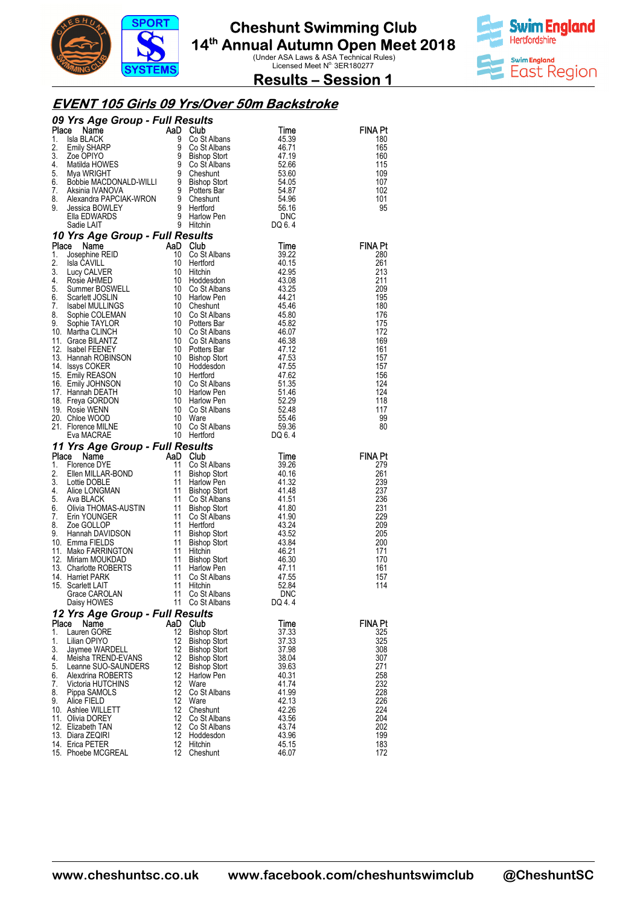# Cheshunt Swimming Club

## 14th Annual Autumn Open Meet 2018

(Under ASA Laws & ASA Technical Rules)
Licensed Meet N° 3ER180277

## Results – Session 1

## EVENT 105 Girls 09 Yrs/Over 50m Backstroke

### 09 Yrs Age Group - Full Results

| Place | Name | AaD | Club | Time | FINA Pt |
|---|---|---|---|---|---|
| 1. | Isla BLACK | 9 | Co St Albans | 45.39 | 180 |
| 2. | Emily SHARP | 9 | Co St Albans | 46.71 | 165 |
| 3. | Zoe OPIYO | 9 | Bishop Stort | 47.19 | 160 |
| 4. | Matilda HOWES | 9 | Co St Albans | 52.66 | 115 |
| 5. | Mya WRIGHT | 9 | Cheshunt | 53.60 | 109 |
| 6. | Bobbie MACDONALD-WILLI | 9 | Bishop Stort | 54.05 | 107 |
| 7. | Aksinia IVANOVA | 9 | Potters Bar | 54.87 | 102 |
| 8. | Alexandra PAPCIAK-WRON | 9 | Cheshunt | 54.96 | 101 |
| 9. | Jessica BOWLEY | 9 | Hertford | 56.16 | 95 |
| | Ella EDWARDS | 9 | Harlow Pen | DNC | |
| | Sadie LAIT | 9 | Hitchin | DQ 6. 4 | |

### 10 Yrs Age Group - Full Results

| Place | Name | AaD | Club | Time | FINA Pt |
|---|---|---|---|---|---|
| 1. | Josephine REID | 10 | Co St Albans | 39.22 | 280 |
| 2. | Isla CAVILL | 10 | Hertford | 40.15 | 261 |
| 3. | Lucy CALVER | 10 | Hitchin | 42.95 | 213 |
| 4. | Rosie AHMED | 10 | Hoddesdon | 43.08 | 211 |
| 5. | Summer BOSWELL | 10 | Co St Albans | 43.25 | 209 |
| 6. | Scarlett JOSLIN | 10 | Harlow Pen | 44.21 | 195 |
| 7. | Isabel MULLINGS | 10 | Cheshunt | 45.46 | 180 |
| 8. | Sophie COLEMAN | 10 | Co St Albans | 45.80 | 176 |
| 9. | Sophie TAYLOR | 10 | Potters Bar | 45.82 | 175 |
| 10. | Martha CLINCH | 10 | Co St Albans | 46.07 | 172 |
| 11. | Grace BILANTZ | 10 | Co St Albans | 46.38 | 169 |
| 12. | Isabel FEENEY | 10 | Potters Bar | 47.12 | 161 |
| 13. | Hannah ROBINSON | 10 | Bishop Stort | 47.53 | 157 |
| 14. | Issys COKER | 10 | Hoddesdon | 47.55 | 157 |
| 15. | Emily REASON | 10 | Hertford | 47.62 | 156 |
| 16. | Emily JOHNSON | 10 | Co St Albans | 51.35 | 124 |
| 17. | Hannah DEATH | 10 | Harlow Pen | 51.46 | 124 |
| 18. | Freya GORDON | 10 | Harlow Pen | 52.29 | 118 |
| 19. | Rosie WENN | 10 | Co St Albans | 52.48 | 117 |
| 20. | Chloe WOOD | 10 | Ware | 55.46 | 99 |
| 21. | Florence MILNE | 10 | Co St Albans | 59.36 | 80 |
| | Eva MACRAE | 10 | Hertford | DQ 6. 4 | |

### 11 Yrs Age Group - Full Results

| Place | Name | AaD | Club | Time | FINA Pt |
|---|---|---|---|---|---|
| 1. | Florence DYE | 11 | Co St Albans | 39.26 | 279 |
| 2. | Ellen MILLAR-BOND | 11 | Bishop Stort | 40.16 | 261 |
| 3. | Lottie DOBLE | 11 | Harlow Pen | 41.32 | 239 |
| 4. | Alice LONGMAN | 11 | Bishop Stort | 41.48 | 237 |
| 5. | Ava BLACK | 11 | Co St Albans | 41.51 | 236 |
| 6. | Olivia THOMAS-AUSTIN | 11 | Bishop Stort | 41.80 | 231 |
| 7. | Erin YOUNGER | 11 | Co St Albans | 41.90 | 229 |
| 8. | Zoe GOLLOP | 11 | Hertford | 43.24 | 209 |
| 9. | Hannah DAVIDSON | 11 | Bishop Stort | 43.52 | 205 |
| 10. | Emma FIELDS | 11 | Bishop Stort | 43.84 | 200 |
| 11. | Mako FARRINGTON | 11 | Hitchin | 46.21 | 171 |
| 12. | Miriam MOUKDAD | 11 | Bishop Stort | 46.30 | 170 |
| 13. | Charlotte ROBERTS | 11 | Harlow Pen | 47.11 | 161 |
| 14. | Harriet PARK | 11 | Co St Albans | 47.55 | 157 |
| 15. | Scarlett LAIT | 11 | Hitchin | 52.84 | 114 |
| | Grace CAROLAN | 11 | Co St Albans | DNC | |
| | Daisy HOWES | 11 | Co St Albans | DQ 4. 4 | |

### 12 Yrs Age Group - Full Results

| Place | Name | AaD | Club | Time | FINA Pt |
|---|---|---|---|---|---|
| 1. | Lauren GORE | 12 | Bishop Stort | 37.33 | 325 |
| 1. | Lilian OPIYO | 12 | Bishop Stort | 37.33 | 325 |
| 3. | Jaymee WARDELL | 12 | Bishop Stort | 37.98 | 308 |
| 4. | Meisha TREND-EVANS | 12 | Bishop Stort | 38.04 | 307 |
| 5. | Leanne SUO-SAUNDERS | 12 | Bishop Stort | 39.63 | 271 |
| 6. | Alexdrina ROBERTS | 12 | Harlow Pen | 40.31 | 258 |
| 7. | Victoria HUTCHINS | 12 | Ware | 41.74 | 232 |
| 8. | Pippa SAMOLS | 12 | Co St Albans | 41.99 | 228 |
| 9. | Alice FIELD | 12 | Ware | 42.13 | 226 |
| 10. | Ashlee WILLETT | 12 | Cheshunt | 42.26 | 224 |
| 11. | Olivia DOREY | 12 | Co St Albans | 43.56 | 204 |
| 12. | Elizabeth TAN | 12 | Co St Albans | 43.74 | 202 |
| 13. | Diara ZEQIRI | 12 | Hoddesdon | 43.96 | 199 |
| 14. | Erica PETER | 12 | Hitchin | 45.15 | 183 |
| 15. | Phoebe MCGREAL | 12 | Cheshunt | 46.07 | 172 |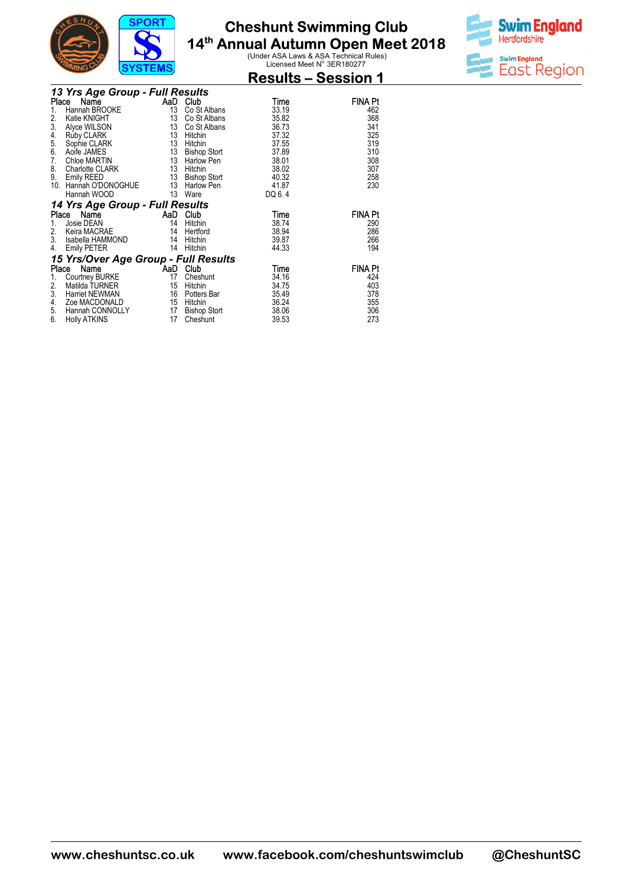# Cheshunt Swimming Club
## 14th Annual Autumn Open Meet 2018
(Under ASA Laws & ASA Technical Rules)
Licensed Meet N° 3ER180277

## Results – Session 1

### *13 Yrs Age Group - Full Results*

| Place | Name | AaD | Club | Time | FINA Pt |
|---|---|---|---|---|---|
| 1. | Hannah BROOKE | 13 | Co St Albans | 33.19 | 462 |
| 2. | Katie KNIGHT | 13 | Co St Albans | 35.82 | 368 |
| 3. | Alyce WILSON | 13 | Co St Albans | 36.73 | 341 |
| 4. | Ruby CLARK | 13 | Hitchin | 37.32 | 325 |
| 5. | Sophie CLARK | 13 | Hitchin | 37.55 | 319 |
| 6. | Aoife JAMES | 13 | Bishop Stort | 37.89 | 310 |
| 7. | Chloe MARTIN | 13 | Harlow Pen | 38.01 | 308 |
| 8. | Charlotte CLARK | 13 | Hitchin | 38.02 | 307 |
| 9. | Emily REED | 13 | Bishop Stort | 40.32 | 258 |
| 10. | Hannah O'DONOGHUE | 13 | Harlow Pen | 41.87 | 230 |
| | Hannah WOOD | 13 | Ware | DQ 6. 4 | |

### *14 Yrs Age Group - Full Results*

| Place | Name | AaD | Club | Time | FINA Pt |
|---|---|---|---|---|---|
| 1. | Josie DEAN | 14 | Hitchin | 38.74 | 290 |
| 2. | Keira MACRAE | 14 | Hertford | 38.94 | 286 |
| 3. | Isabella HAMMOND | 14 | Hitchin | 39.87 | 266 |
| 4. | Emily PETER | 14 | Hitchin | 44.33 | 194 |

### *15 Yrs/Over Age Group - Full Results*

| Place | Name | AaD | Club | Time | FINA Pt |
|---|---|---|---|---|---|
| 1. | Courtney BURKE | 17 | Cheshunt | 34.16 | 424 |
| 2. | Matilda TURNER | 15 | Hitchin | 34.75 | 403 |
| 3. | Harriet NEWMAN | 16 | Potters Bar | 35.49 | 378 |
| 4. | Zoe MACDONALD | 15 | Hitchin | 36.24 | 355 |
| 5. | Hannah CONNOLLY | 17 | Bishop Stort | 38.06 | 306 |
| 6. | Holly ATKINS | 17 | Cheshunt | 39.53 | 273 |

www.cheshuntsc.co.uk www.facebook.com/cheshuntswimclub @CheshuntSC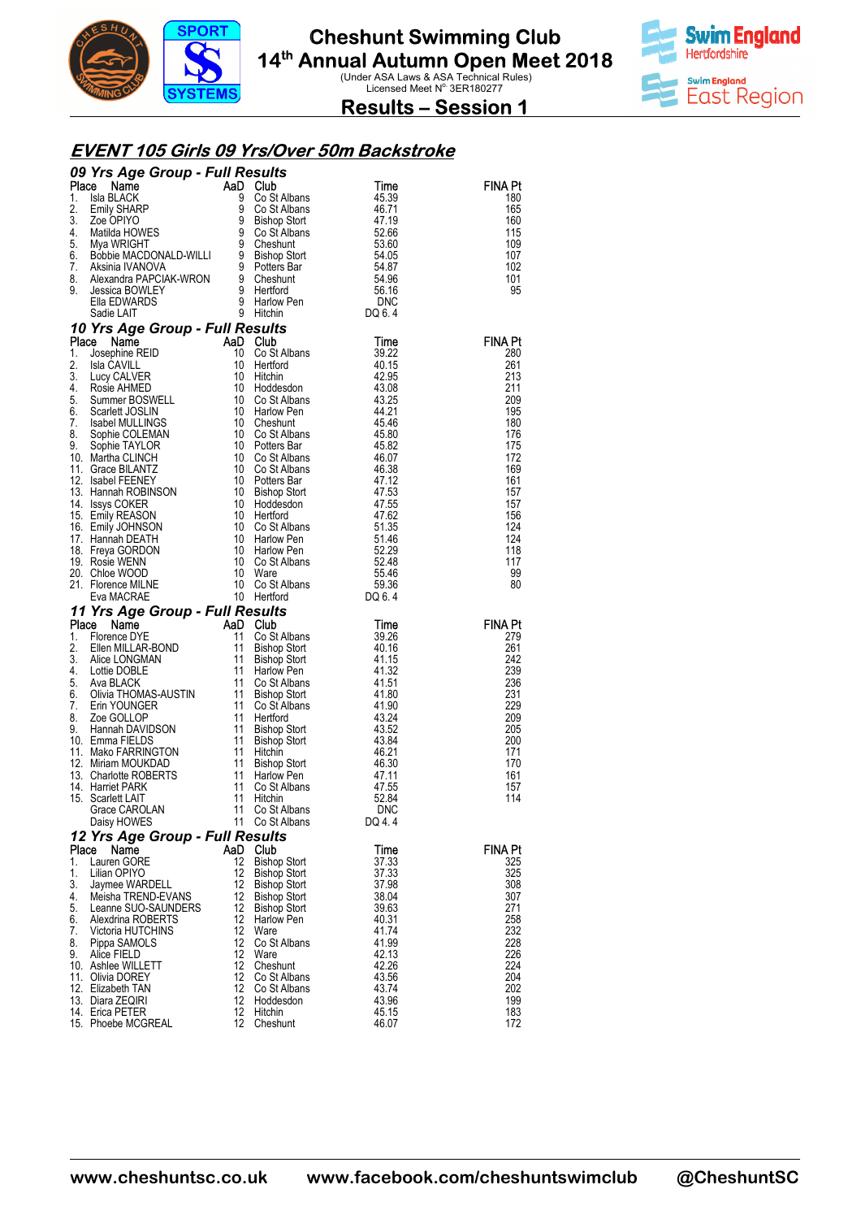# Cheshunt Swimming Club

## 14th Annual Autumn Open Meet 2018

(Under ASA Laws & ASA Technical Rules)
Licensed Meet N° 3ER180277

## Results – Session 1

## EVENT 105 Girls 09 Yrs/Over 50m Backstroke

### 09 Yrs Age Group - Full Results

| Place | Name | AaD | Club | Time | FINA Pt |
|---|---|---|---|---|---|
| 1. | Isla BLACK | 9 | Co St Albans | 45.39 | 180 |
| 2. | Emily SHARP | 9 | Co St Albans | 46.71 | 165 |
| 3. | Zoe OPIYO | 9 | Bishop Stort | 47.19 | 160 |
| 4. | Matilda HOWES | 9 | Co St Albans | 52.66 | 115 |
| 5. | Mya WRIGHT | 9 | Cheshunt | 53.60 | 109 |
| 6. | Bobbie MACDONALD-WILLI | 9 | Bishop Stort | 54.05 | 107 |
| 7. | Aksinia IVANOVA | 9 | Potters Bar | 54.87 | 102 |
| 8. | Alexandra PAPCIAK-WRON | 9 | Cheshunt | 54.96 | 101 |
| 9. | Jessica BOWLEY | 9 | Hertford | 56.16 | 95 |
| | Ella EDWARDS | 9 | Harlow Pen | DNC | |
| | Sadie LAIT | 9 | Hitchin | DQ 6. 4 | |

### 10 Yrs Age Group - Full Results

| Place | Name | AaD | Club | Time | FINA Pt |
|---|---|---|---|---|---|
| 1. | Josephine REID | 10 | Co St Albans | 39.22 | 280 |
| 2. | Isla CAVILL | 10 | Hertford | 40.15 | 261 |
| 3. | Lucy CALVER | 10 | Hitchin | 42.95 | 213 |
| 4. | Rosie AHMED | 10 | Hoddesdon | 43.08 | 211 |
| 5. | Summer BOSWELL | 10 | Co St Albans | 43.25 | 209 |
| 6. | Scarlett JOSLIN | 10 | Harlow Pen | 44.21 | 195 |
| 7. | Isabel MULLINGS | 10 | Cheshunt | 45.46 | 180 |
| 8. | Sophie COLEMAN | 10 | Co St Albans | 45.80 | 176 |
| 9. | Sophie TAYLOR | 10 | Potters Bar | 45.82 | 175 |
| 10. | Martha CLINCH | 10 | Co St Albans | 46.07 | 172 |
| 11. | Grace BILANTZ | 10 | Co St Albans | 46.38 | 169 |
| 12. | Isabel FEENEY | 10 | Potters Bar | 47.12 | 161 |
| 13. | Hannah ROBINSON | 10 | Bishop Stort | 47.53 | 157 |
| 14. | Issys COKER | 10 | Hoddesdon | 47.55 | 157 |
| 15. | Emily REASON | 10 | Hertford | 47.62 | 156 |
| 16. | Emily JOHNSON | 10 | Co St Albans | 51.35 | 124 |
| 17. | Hannah DEATH | 10 | Harlow Pen | 51.46 | 124 |
| 18. | Freya GORDON | 10 | Harlow Pen | 52.29 | 118 |
| 19. | Rosie WENN | 10 | Co St Albans | 52.48 | 117 |
| 20. | Chloe WOOD | 10 | Ware | 55.46 | 99 |
| 21. | Florence MILNE | 10 | Co St Albans | 59.36 | 80 |
| | Eva MACRAE | 10 | Hertford | DQ 6. 4 | |

### 11 Yrs Age Group - Full Results

| Place | Name | AaD | Club | Time | FINA Pt |
|---|---|---|---|---|---|
| 1. | Florence DYE | 11 | Co St Albans | 39.26 | 279 |
| 2. | Ellen MILLAR-BOND | 11 | Bishop Stort | 40.16 | 261 |
| 3. | Alice LONGMAN | 11 | Bishop Stort | 41.15 | 242 |
| 4. | Lottie DOBLE | 11 | Harlow Pen | 41.32 | 239 |
| 5. | Ava BLACK | 11 | Co St Albans | 41.51 | 236 |
| 6. | Olivia THOMAS-AUSTIN | 11 | Bishop Stort | 41.80 | 231 |
| 7. | Erin YOUNGER | 11 | Co St Albans | 41.90 | 229 |
| 8. | Zoe GOLLOP | 11 | Hertford | 43.24 | 209 |
| 9. | Hannah DAVIDSON | 11 | Bishop Stort | 43.52 | 205 |
| 10. | Emma FIELDS | 11 | Bishop Stort | 43.84 | 200 |
| 11. | Mako FARRINGTON | 11 | Hitchin | 46.21 | 171 |
| 12. | Miriam MOUKDAD | 11 | Bishop Stort | 46.30 | 170 |
| 13. | Charlotte ROBERTS | 11 | Harlow Pen | 47.11 | 161 |
| 14. | Harriet PARK | 11 | Co St Albans | 47.55 | 157 |
| 15. | Scarlett LAIT | 11 | Hitchin | 52.84 | 114 |
| | Grace CAROLAN | 11 | Co St Albans | DNC | |
| | Daisy HOWES | 11 | Co St Albans | DQ 4. 4 | |

### 12 Yrs Age Group - Full Results

| Place | Name | AaD | Club | Time | FINA Pt |
|---|---|---|---|---|---|
| 1. | Lauren GORE | 12 | Bishop Stort | 37.33 | 325 |
| 1. | Lilian OPIYO | 12 | Bishop Stort | 37.33 | 325 |
| 3. | Jaymee WARDELL | 12 | Bishop Stort | 37.98 | 308 |
| 4. | Meisha TREND-EVANS | 12 | Bishop Stort | 38.04 | 307 |
| 5. | Leanne SUO-SAUNDERS | 12 | Bishop Stort | 39.63 | 271 |
| 6. | Alexdrina ROBERTS | 12 | Harlow Pen | 40.31 | 258 |
| 7. | Victoria HUTCHINS | 12 | Ware | 41.74 | 232 |
| 8. | Pippa SAMOLS | 12 | Co St Albans | 41.99 | 228 |
| 9. | Alice FIELD | 12 | Ware | 42.13 | 226 |
| 10. | Ashlee WILLETT | 12 | Cheshunt | 42.26 | 224 |
| 11. | Olivia DOREY | 12 | Co St Albans | 43.56 | 204 |
| 12. | Elizabeth TAN | 12 | Co St Albans | 43.74 | 202 |
| 13. | Diara ZEQIRI | 12 | Hoddesdon | 43.96 | 199 |
| 14. | Erica PETER | 12 | Hitchin | 45.15 | 183 |
| 15. | Phoebe MCGREAL | 12 | Cheshunt | 46.07 | 172 |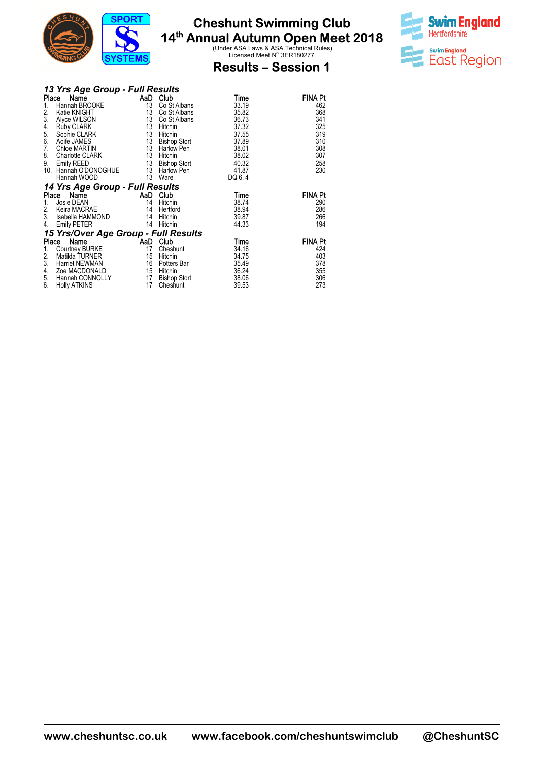# Cheshunt Swimming Club
## 14th Annual Autumn Open Meet 2018
(Under ASA Laws & ASA Technical Rules)
Licensed Meet N° 3ER180277

## Results – Session 1

### *13 Yrs Age Group - Full Results*

| Place | Name | AaD | Club | Time | FINA Pt |
|---|---|---|---|---|---|
| 1. | Hannah BROOKE | 13 | Co St Albans | 33.19 | 462 |
| 2. | Katie KNIGHT | 13 | Co St Albans | 35.82 | 368 |
| 3. | Alyce WILSON | 13 | Co St Albans | 36.73 | 341 |
| 4. | Ruby CLARK | 13 | Hitchin | 37.32 | 325 |
| 5. | Sophie CLARK | 13 | Hitchin | 37.55 | 319 |
| 6. | Aoife JAMES | 13 | Bishop Stort | 37.89 | 310 |
| 7. | Chloe MARTIN | 13 | Harlow Pen | 38.01 | 308 |
| 8. | Charlotte CLARK | 13 | Hitchin | 38.02 | 307 |
| 9. | Emily REED | 13 | Bishop Stort | 40.32 | 258 |
| 10. | Hannah O'DONOGHUE | 13 | Harlow Pen | 41.87 | 230 |
| | Hannah WOOD | 13 | Ware | DQ 6. 4 | |

### *14 Yrs Age Group - Full Results*

| Place | Name | AaD | Club | Time | FINA Pt |
|---|---|---|---|---|---|
| 1. | Josie DEAN | 14 | Hitchin | 38.74 | 290 |
| 2. | Keira MACRAE | 14 | Hertford | 38.94 | 286 |
| 3. | Isabella HAMMOND | 14 | Hitchin | 39.87 | 266 |
| 4. | Emily PETER | 14 | Hitchin | 44.33 | 194 |

### *15 Yrs/Over Age Group - Full Results*

| Place | Name | AaD | Club | Time | FINA Pt |
|---|---|---|---|---|---|
| 1. | Courtney BURKE | 17 | Cheshunt | 34.16 | 424 |
| 2. | Matilda TURNER | 15 | Hitchin | 34.75 | 403 |
| 3. | Harriet NEWMAN | 16 | Potters Bar | 35.49 | 378 |
| 4. | Zoe MACDONALD | 15 | Hitchin | 36.24 | 355 |
| 5. | Hannah CONNOLLY | 17 | Bishop Stort | 38.06 | 306 |
| 6. | Holly ATKINS | 17 | Cheshunt | 39.53 | 273 |

www.cheshuntsc.co.uk www.facebook.com/cheshuntswimclub @CheshuntSC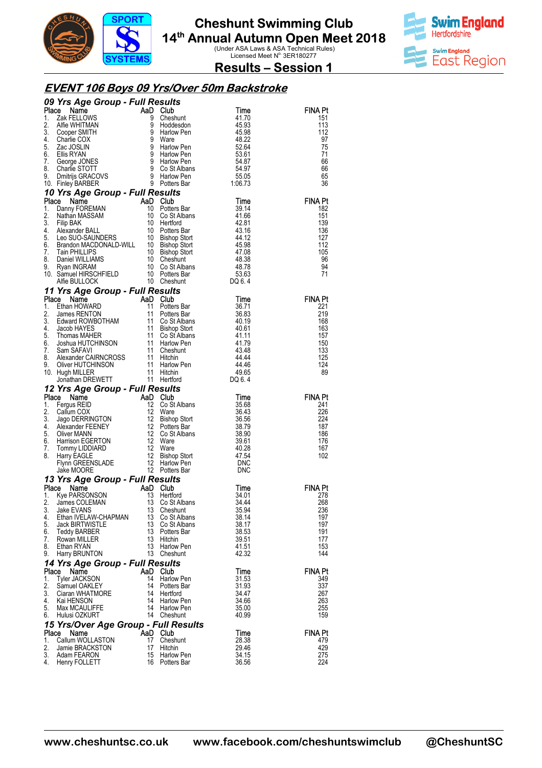# Cheshunt Swimming Club

## 14th Annual Autumn Open Meet 2018

(Under ASA Laws & ASA Technical Rules)
Licensed Meet N° 3ER180277

## Results – Session 1

## EVENT 106 Boys 09 Yrs/Over 50m Backstroke

### 09 Yrs Age Group - Full Results

| Place | Name | AaD | Club | Time | FINA Pt |
|---|---|---|---|---|---|
| 1. | Zak FELLOWS | 9 | Cheshunt | 41.70 | 151 |
| 2. | Alfie WHITMAN | 9 | Hoddesdon | 45.93 | 113 |
| 3. | Cooper SMITH | 9 | Harlow Pen | 45.98 | 112 |
| 4. | Charlie COX | 9 | Ware | 48.22 | 97 |
| 5. | Zac JOSLIN | 9 | Harlow Pen | 52.64 | 75 |
| 6. | Ellis RYAN | 9 | Harlow Pen | 53.61 | 71 |
| 7. | George JONES | 9 | Harlow Pen | 54.87 | 66 |
| 8. | Charlie STOTT | 9 | Co St Albans | 54.97 | 66 |
| 9. | Dmitrijs GRACOVS | 9 | Harlow Pen | 55.05 | 65 |
| 10. | Finley BARBER | 9 | Potters Bar | 1:06.73 | 36 |

### 10 Yrs Age Group - Full Results

| Place | Name | AaD | Club | Time | FINA Pt |
|---|---|---|---|---|---|
| 1. | Danny FOREMAN | 10 | Potters Bar | 39.14 | 182 |
| 2. | Nathan MASSAM | 10 | Co St Albans | 41.66 | 151 |
| 3. | Filip BAK | 10 | Hertford | 42.81 | 139 |
| 4. | Alexander BALL | 10 | Potters Bar | 43.16 | 136 |
| 5. | Leo SUO-SAUNDERS | 10 | Bishop Stort | 44.12 | 127 |
| 6. | Brandon MACDONALD-WILL | 10 | Bishop Stort | 45.98 | 112 |
| 7. | Tain PHILLIPS | 10 | Bishop Stort | 47.08 | 105 |
| 8. | Daniel WILLIAMS | 10 | Cheshunt | 48.38 | 96 |
| 9. | Ryan INGRAM | 10 | Co St Albans | 48.78 | 94 |
| 10. | Samuel HIRSCHFIELD | 10 | Potters Bar | 53.63 | 71 |
| | Alfie BULLOCK | 10 | Cheshunt | DQ 6. 4 | |

### 11 Yrs Age Group - Full Results

| Place | Name | AaD | Club | Time | FINA Pt |
|---|---|---|---|---|---|
| 1. | Ethan HOWARD | 11 | Potters Bar | 36.71 | 221 |
| 2. | James RENTON | 11 | Potters Bar | 36.83 | 219 |
| 3. | Edward ROWBOTHAM | 11 | Co St Albans | 40.19 | 168 |
| 4. | Jacob HAYES | 11 | Bishop Stort | 40.61 | 163 |
| 5. | Thomas MAHER | 11 | Co St Albans | 41.11 | 157 |
| 6. | Joshua HUTCHINSON | 11 | Harlow Pen | 41.79 | 150 |
| 7. | Sam SAFAVI | 11 | Cheshunt | 43.48 | 133 |
| 8. | Alexander CAIRNCROSS | 11 | Hitchin | 44.44 | 125 |
| 9. | Oliver HUTCHINSON | 11 | Harlow Pen | 44.46 | 124 |
| 10. | Hugh MILLER | 11 | Hitchin | 49.65 | 89 |
| | Jonathan DREWETT | 11 | Hertford | DQ 6. 4 | |

### 12 Yrs Age Group - Full Results

| Place | Name | AaD | Club | Time | FINA Pt |
|---|---|---|---|---|---|
| 1. | Fergus REID | 12 | Co St Albans | 35.68 | 241 |
| 2. | Callum COX | 12 | Ware | 36.43 | 226 |
| 3. | Jago DERRINGTON | 12 | Bishop Stort | 36.56 | 224 |
| 4. | Alexander FEENEY | 12 | Potters Bar | 38.79 | 187 |
| 5. | Oliver MANN | 12 | Co St Albans | 38.90 | 186 |
| 6. | Harrison EGERTON | 12 | Ware | 39.61 | 176 |
| 7. | Tommy LIDDIARD | 12 | Ware | 40.28 | 167 |
| 8. | Harry EAGLE | 12 | Bishop Stort | 47.54 | 102 |
| | Flynn GREENSLADE | 12 | Harlow Pen | DNC | |
| | Jake MOORE | 12 | Potters Bar | DNC | |

### 13 Yrs Age Group - Full Results

| Place | Name | AaD | Club | Time | FINA Pt |
|---|---|---|---|---|---|
| 1. | Kye PARSONSON | 13 | Hertford | 34.01 | 278 |
| 2. | James COLEMAN | 13 | Co St Albans | 34.44 | 268 |
| 3. | Jake EVANS | 13 | Cheshunt | 35.94 | 236 |
| 4. | Ethan IVELAW-CHAPMAN | 13 | Co St Albans | 38.14 | 197 |
| 5. | Jack BIRTWISTLE | 13 | Co St Albans | 38.17 | 197 |
| 6. | Teddy BARBER | 13 | Potters Bar | 38.53 | 191 |
| 7. | Rowan MILLER | 13 | Hitchin | 39.51 | 177 |
| 8. | Ethan RYAN | 13 | Harlow Pen | 41.51 | 153 |
| 9. | Harry BRUNTON | 13 | Cheshunt | 42.32 | 144 |

### 14 Yrs Age Group - Full Results

| Place | Name | AaD | Club | Time | FINA Pt |
|---|---|---|---|---|---|
| 1. | Tyler JACKSON | 14 | Harlow Pen | 31.53 | 349 |
| 2. | Samuel OAKLEY | 14 | Potters Bar | 31.93 | 337 |
| 3. | Ciaran WHATMORE | 14 | Hertford | 34.47 | 267 |
| 4. | Kai HENSON | 14 | Harlow Pen | 34.66 | 263 |
| 5. | Max MCAULIFFE | 14 | Harlow Pen | 35.00 | 255 |
| 6. | Hulusi OZKURT | 14 | Cheshunt | 40.99 | 159 |

### 15 Yrs/Over Age Group - Full Results

| Place | Name | AaD | Club | Time | FINA Pt |
|---|---|---|---|---|---|
| 1. | Callum WOLLASTON | 17 | Cheshunt | 28.38 | 479 |
| 2. | Jamie BRACKSTON | 17 | Hitchin | 29.46 | 429 |
| 3. | Adam FEARON | 15 | Harlow Pen | 34.15 | 275 |
| 4. | Henry FOLLETT | 16 | Potters Bar | 36.56 | 224 |

www.cheshuntsc.co.uk www.facebook.com/cheshuntswimclub @CheshuntSC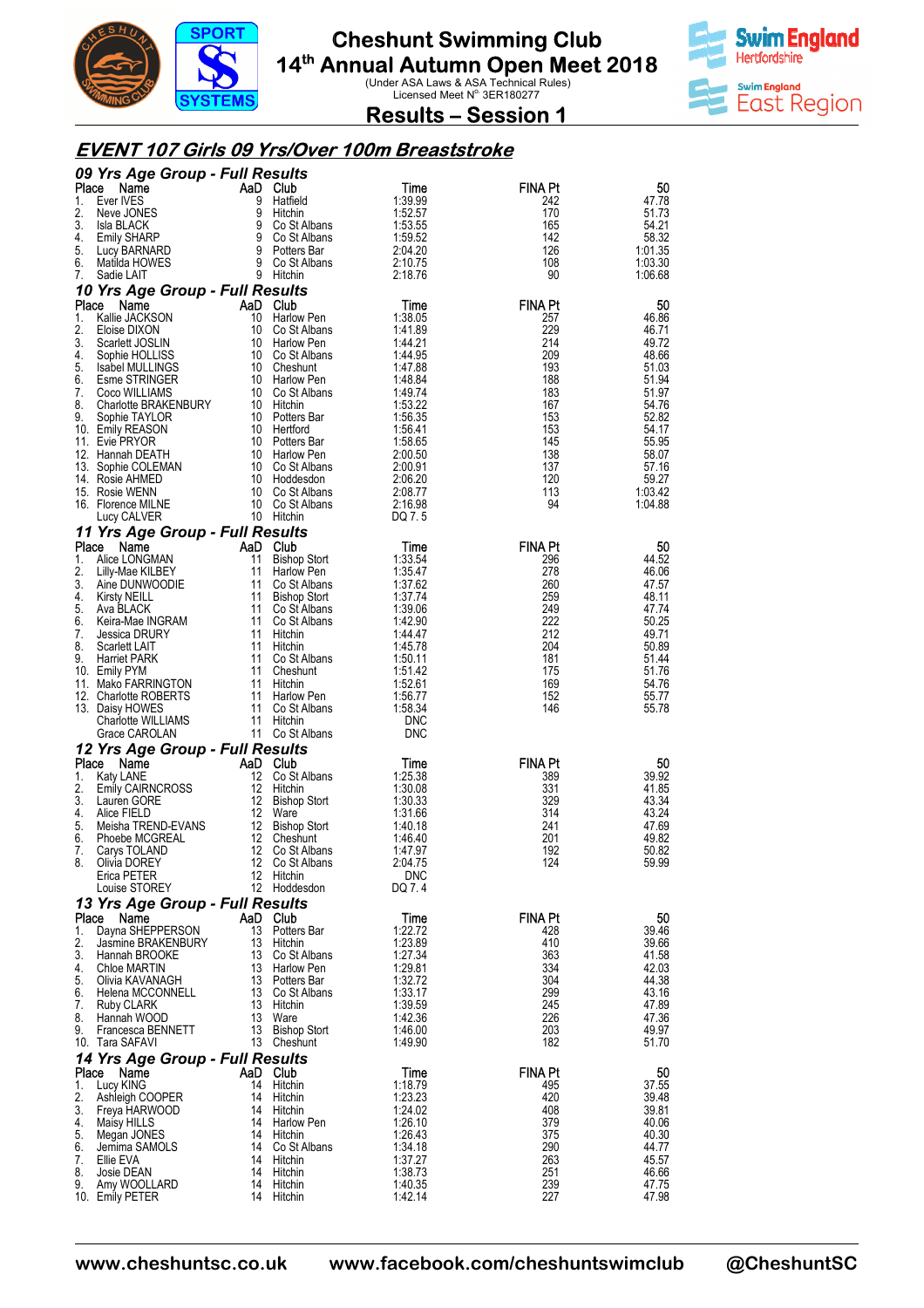# Cheshunt Swimming Club

## 14th Annual Autumn Open Meet 2018

(Under ASA Laws & ASA Technical Rules)
Licensed Meet N° 3ER180277

## Results – Session 1

## EVENT 107 Girls 09 Yrs/Over 100m Breaststroke

### 09 Yrs Age Group - Full Results

| Place | Name | AaD | Club | Time | FINA Pt | 50 |
|---|---|---|---|---|---|---|
| 1. | Ever IVES | 9 | Hatfield | 1:39.99 | 242 | 47.78 |
| 2. | Neve JONES | 9 | Hitchin | 1:52.57 | 170 | 51.73 |
| 3. | Isla BLACK | 9 | Co St Albans | 1:53.55 | 165 | 54.21 |
| 4. | Emily SHARP | 9 | Co St Albans | 1:59.52 | 142 | 58.32 |
| 5. | Lucy BARNARD | 9 | Potters Bar | 2:04.20 | 126 | 1:01.35 |
| 6. | Matilda HOWES | 9 | Co St Albans | 2:10.75 | 108 | 1:03.30 |
| 7. | Sadie LAIT | 9 | Hitchin | 2:18.76 | 90 | 1:06.68 |

### 10 Yrs Age Group - Full Results

| Place | Name | AaD | Club | Time | FINA Pt | 50 |
|---|---|---|---|---|---|---|
| 1. | Kallie JACKSON | 10 | Harlow Pen | 1:38.05 | 257 | 46.86 |
| 2. | Eloise DIXON | 10 | Co St Albans | 1:41.89 | 229 | 46.71 |
| 3. | Scarlett JOSLIN | 10 | Harlow Pen | 1:44.21 | 214 | 49.72 |
| 4. | Sophie HOLLISS | 10 | Co St Albans | 1:44.95 | 209 | 48.66 |
| 5. | Isabel MULLINGS | 10 | Cheshunt | 1:47.88 | 193 | 51.03 |
| 6. | Esme STRINGER | 10 | Harlow Pen | 1:48.84 | 188 | 51.94 |
| 7. | Coco WILLIAMS | 10 | Co St Albans | 1:49.74 | 183 | 51.97 |
| 8. | Charlotte BRAKENBURY | 10 | Hitchin | 1:53.22 | 167 | 54.76 |
| 9. | Sophie TAYLOR | 10 | Potters Bar | 1:56.35 | 153 | 52.82 |
| 10. | Emily REASON | 10 | Hertford | 1:56.41 | 153 | 54.17 |
| 11. | Evie PRYOR | 10 | Potters Bar | 1:58.65 | 145 | 55.95 |
| 12. | Hannah DEATH | 10 | Harlow Pen | 2:00.50 | 138 | 58.07 |
| 13. | Sophie COLEMAN | 10 | Co St Albans | 2:00.91 | 137 | 57.16 |
| 14. | Rosie AHMED | 10 | Hoddesdon | 2:06.20 | 120 | 59.27 |
| 15. | Rosie WENN | 10 | Co St Albans | 2:08.77 | 113 | 1:03.42 |
| 16. | Florence MILNE | 10 | Co St Albans | 2:16.98 | 94 | 1:04.88 |
| | Lucy CALVER | 10 | Hitchin | DQ 7. 5 | | |

### 11 Yrs Age Group - Full Results

| Place | Name | AaD | Club | Time | FINA Pt | 50 |
|---|---|---|---|---|---|---|
| 1. | Alice LONGMAN | 11 | Bishop Stort | 1:33.54 | 296 | 44.52 |
| 2. | Lilly-Mae KILBEY | 11 | Harlow Pen | 1:35.47 | 278 | 46.06 |
| 3. | Aine DUNWOODIE | 11 | Co St Albans | 1:37.62 | 260 | 47.57 |
| 4. | Kirsty NEILL | 11 | Bishop Stort | 1:37.74 | 259 | 48.11 |
| 5. | Ava BLACK | 11 | Co St Albans | 1:39.06 | 249 | 47.74 |
| 6. | Keira-Mae INGRAM | 11 | Co St Albans | 1:42.90 | 222 | 50.25 |
| 7. | Jessica DRURY | 11 | Hitchin | 1:44.47 | 212 | 49.71 |
| 8. | Scarlett LAIT | 11 | Hitchin | 1:45.78 | 204 | 50.89 |
| 9. | Harriet PARK | 11 | Co St Albans | 1:50.11 | 181 | 51.44 |
| 10. | Emily PYM | 11 | Cheshunt | 1:51.42 | 175 | 51.76 |
| 11. | Mako FARRINGTON | 11 | Hitchin | 1:52.61 | 169 | 54.76 |
| 12. | Charlotte ROBERTS | 11 | Harlow Pen | 1:56.77 | 152 | 55.77 |
| 13. | Daisy HOWES | 11 | Co St Albans | 1:58.34 | 146 | 55.78 |
| | Charlotte WILLIAMS | 11 | Hitchin | DNC | | |
| | Grace CAROLAN | 11 | Co St Albans | DNC | | |

### 12 Yrs Age Group - Full Results

| Place | Name | AaD | Club | Time | FINA Pt | 50 |
|---|---|---|---|---|---|---|
| 1. | Katy LANE | 12 | Co St Albans | 1:25.38 | 389 | 39.92 |
| 2. | Emily CAIRNCROSS | 12 | Hitchin | 1:30.08 | 331 | 41.85 |
| 3. | Lauren GORE | 12 | Bishop Stort | 1:30.33 | 329 | 43.34 |
| 4. | Alice FIELD | 12 | Ware | 1:31.66 | 314 | 43.24 |
| 5. | Meisha TREND-EVANS | 12 | Bishop Stort | 1:40.18 | 241 | 47.69 |
| 6. | Phoebe MCGREAL | 12 | Cheshunt | 1:46.40 | 201 | 49.82 |
| 7. | Carys TOLAND | 12 | Co St Albans | 1:47.97 | 192 | 50.82 |
| 8. | Olivia DOREY | 12 | Co St Albans | 2:04.75 | 124 | 59.99 |
| | Erica PETER | 12 | Hitchin | DNC | | |
| | Louise STOREY | 12 | Hoddesdon | DQ 7. 4 | | |

### 13 Yrs Age Group - Full Results

| Place | Name | AaD | Club | Time | FINA Pt | 50 |
|---|---|---|---|---|---|---|
| 1. | Dayna SHEPPERSON | 13 | Potters Bar | 1:22.72 | 428 | 39.46 |
| 2. | Jasmine BRAKENBURY | 13 | Hitchin | 1:23.89 | 410 | 39.66 |
| 3. | Hannah BROOKE | 13 | Co St Albans | 1:27.34 | 363 | 41.58 |
| 4. | Chloe MARTIN | 13 | Harlow Pen | 1:29.81 | 334 | 42.03 |
| 5. | Olivia KAVANAGH | 13 | Potters Bar | 1:32.72 | 304 | 44.38 |
| 6. | Helena MCCONNELL | 13 | Co St Albans | 1:33.17 | 299 | 43.16 |
| 7. | Ruby CLARK | 13 | Hitchin | 1:39.59 | 245 | 47.89 |
| 8. | Hannah WOOD | 13 | Ware | 1:42.36 | 226 | 47.36 |
| 9. | Francesca BENNETT | 13 | Bishop Stort | 1:46.00 | 203 | 49.97 |
| 10. | Tara SAFAVI | 13 | Cheshunt | 1:49.90 | 182 | 51.70 |

### 14 Yrs Age Group - Full Results

| Place | Name | AaD | Club | Time | FINA Pt | 50 |
|---|---|---|---|---|---|---|
| 1. | Lucy KING | 14 | Hitchin | 1:18.79 | 495 | 37.55 |
| 2. | Ashleigh COOPER | 14 | Hitchin | 1:23.23 | 420 | 39.48 |
| 3. | Freya HARWOOD | 14 | Hitchin | 1:24.02 | 408 | 39.81 |
| 4. | Maisy HILLS | 14 | Harlow Pen | 1:26.10 | 379 | 40.06 |
| 5. | Megan JONES | 14 | Hitchin | 1:26.43 | 375 | 40.30 |
| 6. | Jemima SAMOLS | 14 | Co St Albans | 1:34.18 | 290 | 44.77 |
| 7. | Ellie EVA | 14 | Hitchin | 1:37.27 | 263 | 45.57 |
| 8. | Josie DEAN | 14 | Hitchin | 1:38.73 | 251 | 46.66 |
| 9. | Amy WOOLLARD | 14 | Hitchin | 1:40.35 | 239 | 47.75 |
| 10. | Emily PETER | 14 | Hitchin | 1:42.14 | 227 | 47.98 |

www.cheshuntsc.co.uk www.facebook.com/cheshuntswimclub @CheshuntSC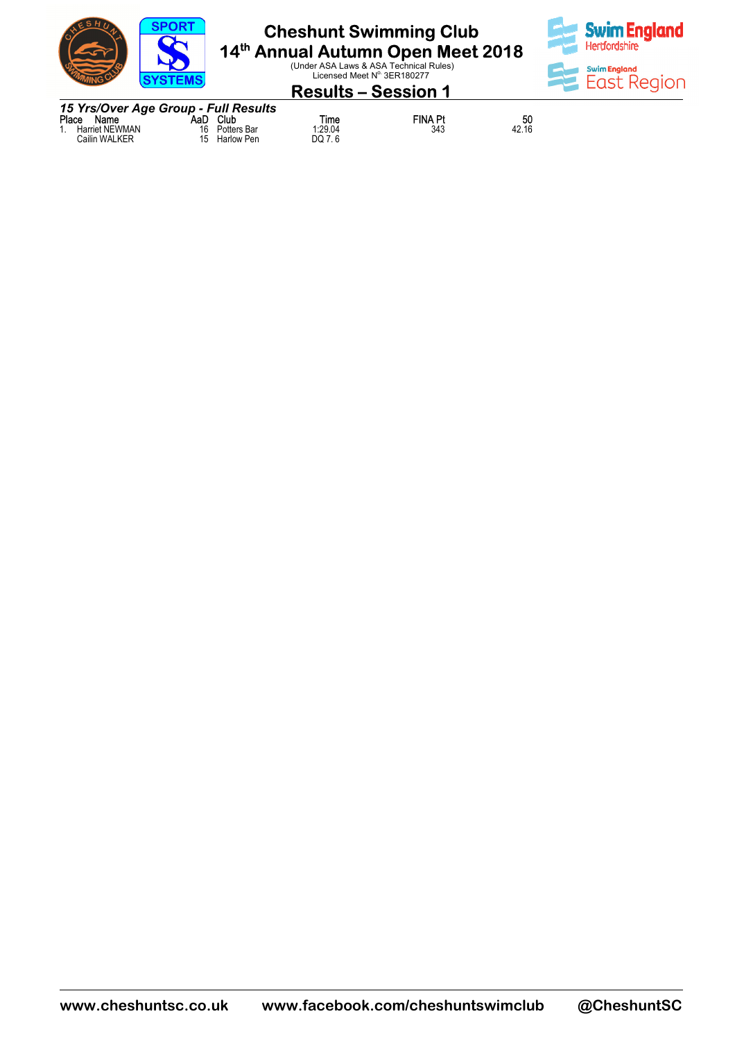# Cheshunt Swimming Club

## 14th Annual Autumn Open Meet 2018

(Under ASA Laws & ASA Technical Rules)
Licensed Meet N° 3ER180277

## Results – Session 1

### *15 Yrs/Over Age Group - Full Results*

| Place | Name | AaD | Club | Time | FINA Pt | 50 |
|---|---|---|---|---|---|---|
| 1. | Harriet NEWMAN | 16 | Potters Bar | 1:29.04 | 343 | 42.16 |
| | Cailin WALKER | 15 | Harlow Pen | DQ 7. 6 | | |

**www.cheshuntsc.co.uk** **www.facebook.com/cheshuntswimclub** **@CheshuntSC**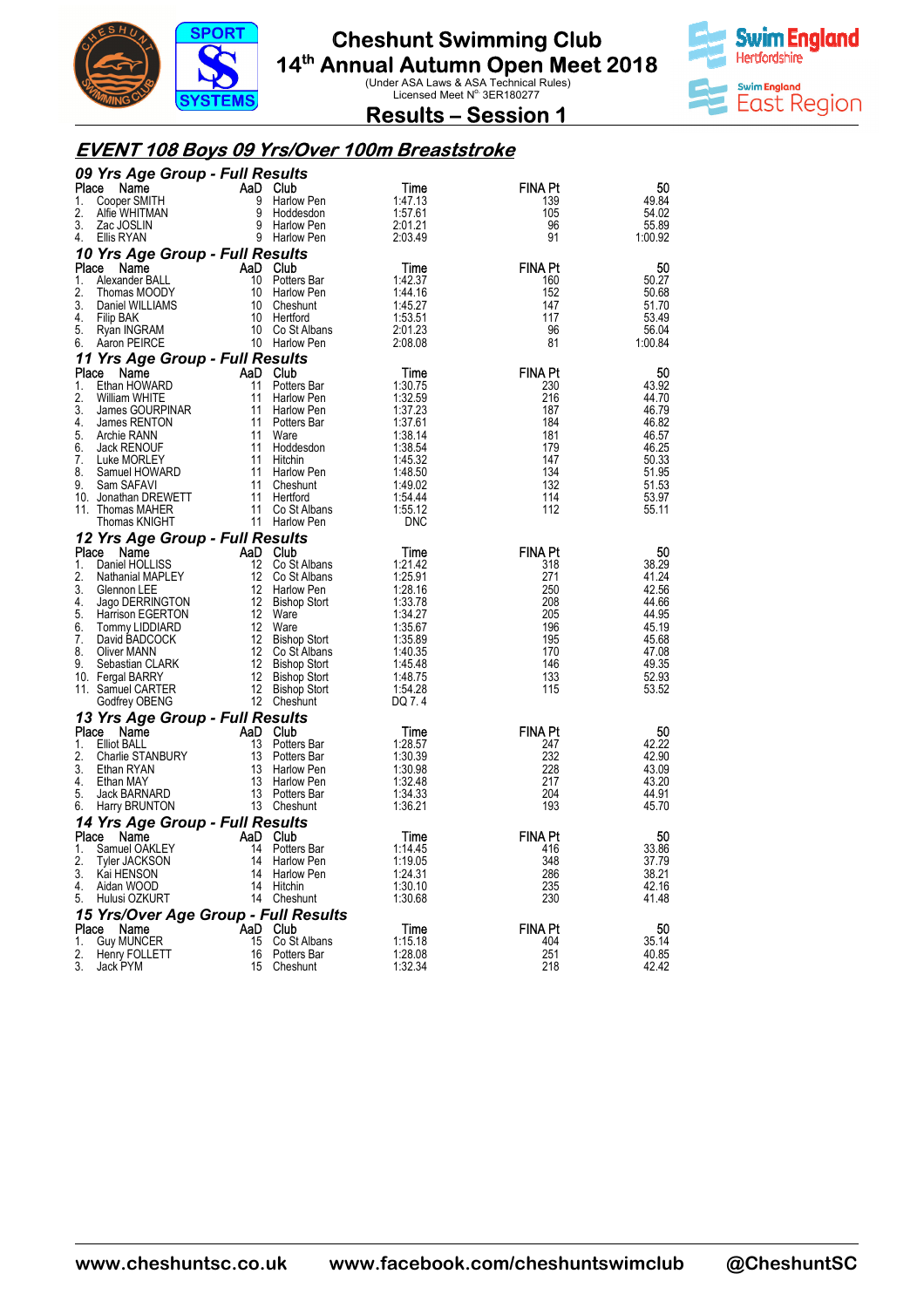# Cheshunt Swimming Club

## 14th Annual Autumn Open Meet 2018

(Under ASA Laws & ASA Technical Rules)
Licensed Meet N° 3ER180277

## Results – Session 1

## EVENT 108 Boys 09 Yrs/Over 100m Breaststroke

### 09 Yrs Age Group - Full Results

| Place | Name | AaD | Club | Time | FINA Pt | 50 |
|---|---|---|---|---|---|---|
| 1. | Cooper SMITH | 9 | Harlow Pen | 1:47.13 | 139 | 49.84 |
| 2. | Alfie WHITMAN | 9 | Hoddesdon | 1:57.61 | 105 | 54.02 |
| 3. | Zac JOSLIN | 9 | Harlow Pen | 2:01.21 | 96 | 55.89 |
| 4. | Ellis RYAN | 9 | Harlow Pen | 2:03.49 | 91 | 1:00.92 |

### 10 Yrs Age Group - Full Results

| Place | Name | AaD | Club | Time | FINA Pt | 50 |
|---|---|---|---|---|---|---|
| 1. | Alexander BALL | 10 | Potters Bar | 1:42.37 | 160 | 50.27 |
| 2. | Thomas MOODY | 10 | Harlow Pen | 1:44.16 | 152 | 50.68 |
| 3. | Daniel WILLIAMS | 10 | Cheshunt | 1:45.27 | 147 | 51.70 |
| 4. | Filip BAK | 10 | Hertford | 1:53.51 | 117 | 53.49 |
| 5. | Ryan INGRAM | 10 | Co St Albans | 2:01.23 | 96 | 56.04 |
| 6. | Aaron PEIRCE | 10 | Harlow Pen | 2:08.08 | 81 | 1:00.84 |

### 11 Yrs Age Group - Full Results

| Place | Name | AaD | Club | Time | FINA Pt | 50 |
|---|---|---|---|---|---|---|
| 1. | Ethan HOWARD | 11 | Potters Bar | 1:30.75 | 230 | 43.92 |
| 2. | William WHITE | 11 | Harlow Pen | 1:32.59 | 216 | 44.70 |
| 3. | James GOURPINAR | 11 | Harlow Pen | 1:37.23 | 187 | 46.79 |
| 4. | James RENTON | 11 | Potters Bar | 1:37.61 | 184 | 46.82 |
| 5. | Archie RANN | 11 | Ware | 1:38.14 | 181 | 46.57 |
| 6. | Jack RENOUF | 11 | Hoddesdon | 1:38.54 | 179 | 46.25 |
| 7. | Luke MORLEY | 11 | Hitchin | 1:45.32 | 147 | 50.33 |
| 8. | Samuel HOWARD | 11 | Harlow Pen | 1:48.50 | 134 | 51.95 |
| 9. | Sam SAFAVI | 11 | Cheshunt | 1:49.02 | 132 | 51.53 |
| 10. | Jonathan DREWETT | 11 | Hertford | 1:54.44 | 114 | 53.97 |
| 11. | Thomas MAHER | 11 | Co St Albans | 1:55.12 | 112 | 55.11 |
| | Thomas KNIGHT | 11 | Harlow Pen | DNC | | |

### 12 Yrs Age Group - Full Results

| Place | Name | AaD | Club | Time | FINA Pt | 50 |
|---|---|---|---|---|---|---|
| 1. | Daniel HOLLISS | 12 | Co St Albans | 1:21.42 | 318 | 38.29 |
| 2. | Nathanial MAPLEY | 12 | Co St Albans | 1:25.91 | 271 | 41.24 |
| 3. | Glennon LEE | 12 | Harlow Pen | 1:28.16 | 250 | 42.56 |
| 4. | Jago DERRINGTON | 12 | Bishop Stort | 1:33.78 | 208 | 44.66 |
| 5. | Harrison EGERTON | 12 | Ware | 1:34.27 | 205 | 44.95 |
| 6. | Tommy LIDDIARD | 12 | Ware | 1:35.67 | 196 | 45.19 |
| 7. | David BADCOCK | 12 | Bishop Stort | 1:35.89 | 195 | 45.68 |
| 8. | Oliver MANN | 12 | Co St Albans | 1:40.35 | 170 | 47.08 |
| 9. | Sebastian CLARK | 12 | Bishop Stort | 1:45.48 | 146 | 49.35 |
| 10. | Fergal BARRY | 12 | Bishop Stort | 1:48.75 | 133 | 52.93 |
| 11. | Samuel CARTER | 12 | Bishop Stort | 1:54.28 | 115 | 53.52 |
| | Godfrey OBENG | 12 | Cheshunt | DQ 7. 4 | | |

### 13 Yrs Age Group - Full Results

| Place | Name | AaD | Club | Time | FINA Pt | 50 |
|---|---|---|---|---|---|---|
| 1. | Elliot BALL | 13 | Potters Bar | 1:28.57 | 247 | 42.22 |
| 2. | Charlie STANBURY | 13 | Potters Bar | 1:30.39 | 232 | 42.90 |
| 3. | Ethan RYAN | 13 | Harlow Pen | 1:30.98 | 228 | 43.09 |
| 4. | Ethan MAY | 13 | Harlow Pen | 1:32.48 | 217 | 43.20 |
| 5. | Jack BARNARD | 13 | Potters Bar | 1:34.33 | 204 | 44.91 |
| 6. | Harry BRUNTON | 13 | Cheshunt | 1:36.21 | 193 | 45.70 |

### 14 Yrs Age Group - Full Results

| Place | Name | AaD | Club | Time | FINA Pt | 50 |
|---|---|---|---|---|---|---|
| 1. | Samuel OAKLEY | 14 | Potters Bar | 1:14.45 | 416 | 33.86 |
| 2. | Tyler JACKSON | 14 | Harlow Pen | 1:19.05 | 348 | 37.79 |
| 3. | Kai HENSON | 14 | Harlow Pen | 1:24.31 | 286 | 38.21 |
| 4. | Aidan WOOD | 14 | Hitchin | 1:30.10 | 235 | 42.16 |
| 5. | Hulusi OZKURT | 14 | Cheshunt | 1:30.68 | 230 | 41.48 |

### 15 Yrs/Over Age Group - Full Results

| Place | Name | AaD | Club | Time | FINA Pt | 50 |
|---|---|---|---|---|---|---|
| 1. | Guy MUNCER | 15 | Co St Albans | 1:15.18 | 404 | 35.14 |
| 2. | Henry FOLLETT | 16 | Potters Bar | 1:28.08 | 251 | 40.85 |
| 3. | Jack PYM | 15 | Cheshunt | 1:32.34 | 218 | 42.42 |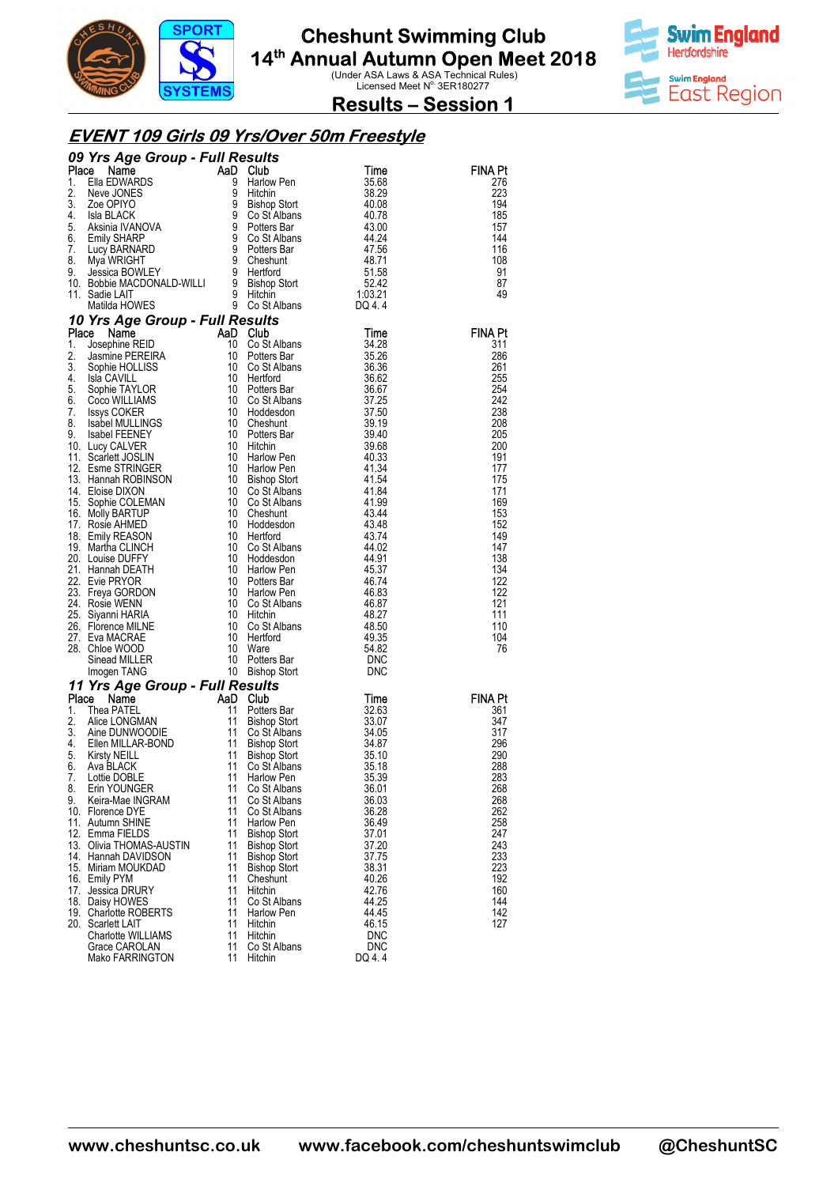# Cheshunt Swimming Club

## 14th Annual Autumn Open Meet 2018

(Under ASA Laws & ASA Technical Rules)
Licensed Meet N° 3ER180277

## Results – Session 1

## *EVENT 109 Girls 09 Yrs/Over 50m Freestyle*

### *09 Yrs Age Group - Full Results*

| Place | Name | AaD | Club | Time | FINA Pt |
|---|---|---|---|---|---|
| 1. | Ella EDWARDS | 9 | Harlow Pen | 35.68 | 276 |
| 2. | Neve JONES | 9 | Hitchin | 38.29 | 223 |
| 3. | Zoe OPIYO | 9 | Bishop Stort | 40.08 | 194 |
| 4. | Isla BLACK | 9 | Co St Albans | 40.78 | 185 |
| 5. | Aksinia IVANOVA | 9 | Potters Bar | 43.00 | 157 |
| 6. | Emily SHARP | 9 | Co St Albans | 44.24 | 144 |
| 7. | Lucy BARNARD | 9 | Potters Bar | 47.56 | 116 |
| 8. | Mya WRIGHT | 9 | Cheshunt | 48.71 | 108 |
| 9. | Jessica BOWLEY | 9 | Hertford | 51.58 | 91 |
| 10. | Bobbie MACDONALD-WILLI | 9 | Bishop Stort | 52.42 | 87 |
| 11. | Sadie LAIT | 9 | Hitchin | 1:03.21 | 49 |
| | Matilda HOWES | 9 | Co St Albans | DQ 4. 4 | |

### *10 Yrs Age Group - Full Results*

| Place | Name | AaD | Club | Time | FINA Pt |
|---|---|---|---|---|---|
| 1. | Josephine REID | 10 | Co St Albans | 34.28 | 311 |
| 2. | Jasmine PEREIRA | 10 | Potters Bar | 35.26 | 286 |
| 3. | Sophie HOLLISS | 10 | Co St Albans | 36.36 | 261 |
| 4. | Isla CAVILL | 10 | Hertford | 36.62 | 255 |
| 5. | Sophie TAYLOR | 10 | Potters Bar | 36.67 | 254 |
| 6. | Coco WILLIAMS | 10 | Co St Albans | 37.25 | 242 |
| 7. | Issys COKER | 10 | Hoddesdon | 37.50 | 238 |
| 8. | Isabel MULLINGS | 10 | Cheshunt | 39.19 | 208 |
| 9. | Isabel FEENEY | 10 | Potters Bar | 39.40 | 205 |
| 10. | Lucy CALVER | 10 | Hitchin | 39.68 | 200 |
| 11. | Scarlett JOSLIN | 10 | Harlow Pen | 40.33 | 191 |
| 12. | Esme STRINGER | 10 | Harlow Pen | 41.34 | 177 |
| 13. | Hannah ROBINSON | 10 | Bishop Stort | 41.54 | 175 |
| 14. | Eloise DIXON | 10 | Co St Albans | 41.84 | 171 |
| 15. | Sophie COLEMAN | 10 | Co St Albans | 41.99 | 169 |
| 16. | Molly BARTUP | 10 | Cheshunt | 43.44 | 153 |
| 17. | Rosie AHMED | 10 | Hoddesdon | 43.48 | 152 |
| 18. | Emily REASON | 10 | Hertford | 43.74 | 149 |
| 19. | Martha CLINCH | 10 | Co St Albans | 44.02 | 147 |
| 20. | Louise DUFFY | 10 | Hoddesdon | 44.91 | 138 |
| 21. | Hannah DEATH | 10 | Harlow Pen | 45.37 | 134 |
| 22. | Evie PRYOR | 10 | Potters Bar | 46.74 | 122 |
| 23. | Freya GORDON | 10 | Harlow Pen | 46.83 | 122 |
| 24. | Rosie WENN | 10 | Co St Albans | 46.87 | 121 |
| 25. | Siyanni HARIA | 10 | Hitchin | 48.27 | 111 |
| 26. | Florence MILNE | 10 | Co St Albans | 48.50 | 110 |
| 27. | Eva MACRAE | 10 | Hertford | 49.35 | 104 |
| 28. | Chloe WOOD | 10 | Ware | 54.82 | 76 |
| | Sinead MILLER | 10 | Potters Bar | DNC | |
| | Imogen TANG | 10 | Bishop Stort | DNC | |

### *11 Yrs Age Group - Full Results*

| Place | Name | AaD | Club | Time | FINA Pt |
|---|---|---|---|---|---|
| 1. | Thea PATEL | 11 | Potters Bar | 32.63 | 361 |
| 2. | Alice LONGMAN | 11 | Bishop Stort | 33.07 | 347 |
| 3. | Aine DUNWOODIE | 11 | Co St Albans | 34.05 | 317 |
| 4. | Ellen MILLAR-BOND | 11 | Bishop Stort | 34.87 | 296 |
| 5. | Kirsty NEILL | 11 | Bishop Stort | 35.10 | 290 |
| 6. | Ava BLACK | 11 | Co St Albans | 35.18 | 288 |
| 7. | Lottie DOBLE | 11 | Harlow Pen | 35.39 | 283 |
| 8. | Erin YOUNGER | 11 | Co St Albans | 36.01 | 268 |
| 9. | Keira-Mae INGRAM | 11 | Co St Albans | 36.03 | 268 |
| 10. | Florence DYE | 11 | Co St Albans | 36.28 | 262 |
| 11. | Autumn SHINE | 11 | Harlow Pen | 36.49 | 258 |
| 12. | Emma FIELDS | 11 | Bishop Stort | 37.01 | 247 |
| 13. | Olivia THOMAS-AUSTIN | 11 | Bishop Stort | 37.20 | 243 |
| 14. | Hannah DAVIDSON | 11 | Bishop Stort | 37.75 | 233 |
| 15. | Miriam MOUKDAD | 11 | Bishop Stort | 38.31 | 223 |
| 16. | Emily PYM | 11 | Cheshunt | 40.26 | 192 |
| 17. | Jessica DRURY | 11 | Hitchin | 42.76 | 160 |
| 18. | Daisy HOWES | 11 | Co St Albans | 44.25 | 144 |
| 19. | Charlotte ROBERTS | 11 | Harlow Pen | 44.45 | 142 |
| 20. | Scarlett LAIT | 11 | Hitchin | 46.15 | 127 |
| | Charlotte WILLIAMS | 11 | Hitchin | DNC | |
| | Grace CAROLAN | 11 | Co St Albans | DNC | |
| | Mako FARRINGTON | 11 | Hitchin | DQ 4. 4 | |

www.cheshuntsc.co.uk www.facebook.com/cheshuntswimclub @CheshuntSC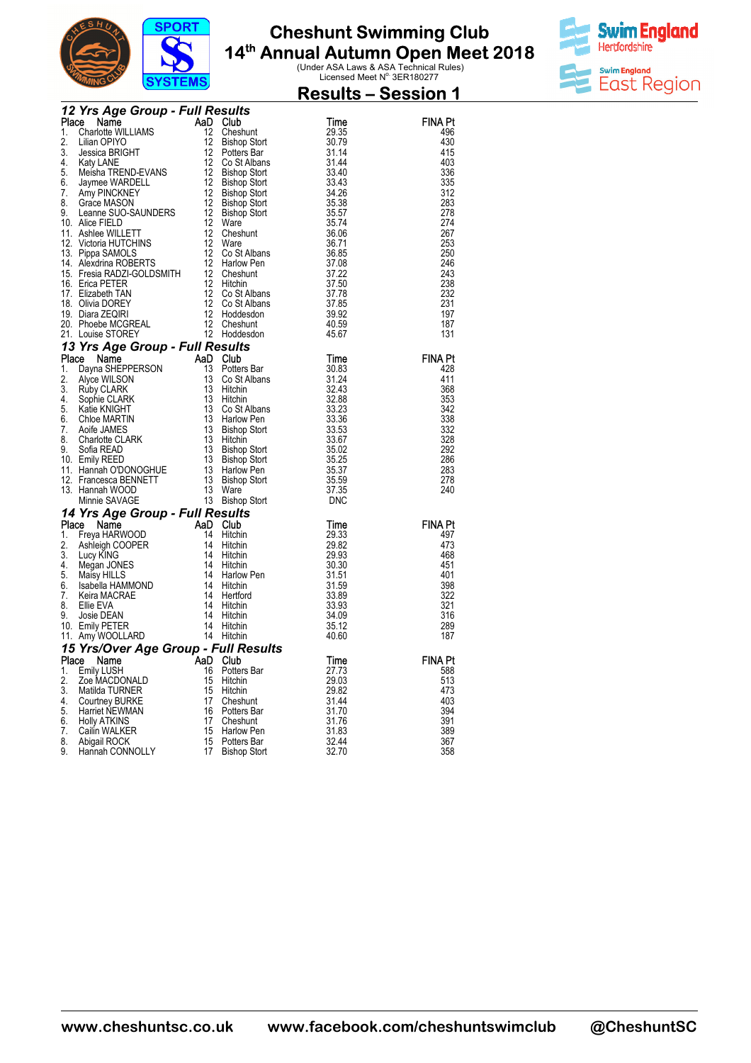# Cheshunt Swimming Club

## 14th Annual Autumn Open Meet 2018

(Under ASA Laws & ASA Technical Rules)
Licensed Meet N° 3ER180277

## Results – Session 1

### 12 Yrs Age Group - Full Results

| Place | Name | AaD | Club | Time | FINA Pt |
|---|---|---|---|---|---|
| 1. | Charlotte WILLIAMS | 12 | Cheshunt | 29.35 | 496 |
| 2. | Lilian OPIYO | 12 | Bishop Stort | 30.79 | 430 |
| 3. | Jessica BRIGHT | 12 | Potters Bar | 31.14 | 415 |
| 4. | Katy LANE | 12 | Co St Albans | 31.44 | 403 |
| 5. | Meisha TREND-EVANS | 12 | Bishop Stort | 33.40 | 336 |
| 6. | Jaymee WARDELL | 12 | Bishop Stort | 33.43 | 335 |
| 7. | Amy PINCKNEY | 12 | Bishop Stort | 34.26 | 312 |
| 8. | Grace MASON | 12 | Bishop Stort | 35.38 | 283 |
| 9. | Leanne SUO-SAUNDERS | 12 | Bishop Stort | 35.57 | 278 |
| 10. | Alice FIELD | 12 | Ware | 35.74 | 274 |
| 11. | Ashlee WILLETT | 12 | Cheshunt | 36.06 | 267 |
| 12. | Victoria HUTCHINS | 12 | Ware | 36.71 | 253 |
| 13. | Pippa SAMOLS | 12 | Co St Albans | 36.85 | 250 |
| 14. | Alexdrina ROBERTS | 12 | Harlow Pen | 37.08 | 246 |
| 15. | Fresia RADZI-GOLDSMITH | 12 | Cheshunt | 37.22 | 243 |
| 16. | Erica PETER | 12 | Hitchin | 37.50 | 238 |
| 17. | Elizabeth TAN | 12 | Co St Albans | 37.78 | 232 |
| 18. | Olivia DOREY | 12 | Co St Albans | 37.85 | 231 |
| 19. | Diara ZEQIRI | 12 | Hoddesdon | 39.92 | 197 |
| 20. | Phoebe MCGREAL | 12 | Cheshunt | 40.59 | 187 |
| 21. | Louise STOREY | 12 | Hoddesdon | 45.67 | 131 |

### 13 Yrs Age Group - Full Results

| Place | Name | AaD | Club | Time | FINA Pt |
|---|---|---|---|---|---|
| 1. | Dayna SHEPPERSON | 13 | Potters Bar | 30.83 | 428 |
| 2. | Alyce WILSON | 13 | Co St Albans | 31.24 | 411 |
| 3. | Ruby CLARK | 13 | Hitchin | 32.43 | 368 |
| 4. | Sophie CLARK | 13 | Hitchin | 32.88 | 353 |
| 5. | Katie KNIGHT | 13 | Co St Albans | 33.23 | 342 |
| 6. | Chloe MARTIN | 13 | Harlow Pen | 33.36 | 338 |
| 7. | Aoife JAMES | 13 | Bishop Stort | 33.53 | 332 |
| 8. | Charlotte CLARK | 13 | Hitchin | 33.67 | 328 |
| 9. | Sofia READ | 13 | Bishop Stort | 35.02 | 292 |
| 10. | Emily REED | 13 | Bishop Stort | 35.25 | 286 |
| 11. | Hannah O'DONOGHUE | 13 | Harlow Pen | 35.37 | 283 |
| 12. | Francesca BENNETT | 13 | Bishop Stort | 35.59 | 278 |
| 13. | Hannah WOOD | 13 | Ware | 37.35 | 240 |
| | Minnie SAVAGE | 13 | Bishop Stort | DNC | |

### 14 Yrs Age Group - Full Results

| Place | Name | AaD | Club | Time | FINA Pt |
|---|---|---|---|---|---|
| 1. | Freya HARWOOD | 14 | Hitchin | 29.33 | 497 |
| 2. | Ashleigh COOPER | 14 | Hitchin | 29.82 | 473 |
| 3. | Lucy KING | 14 | Hitchin | 29.93 | 468 |
| 4. | Megan JONES | 14 | Hitchin | 30.30 | 451 |
| 5. | Maisy HILLS | 14 | Harlow Pen | 31.51 | 401 |
| 6. | Isabella HAMMOND | 14 | Hitchin | 31.59 | 398 |
| 7. | Keira MACRAE | 14 | Hertford | 33.89 | 322 |
| 8. | Ellie EVA | 14 | Hitchin | 33.93 | 321 |
| 9. | Josie DEAN | 14 | Hitchin | 34.09 | 316 |
| 10. | Emily PETER | 14 | Hitchin | 35.12 | 289 |
| 11. | Amy WOOLLARD | 14 | Hitchin | 40.60 | 187 |

### 15 Yrs/Over Age Group - Full Results

| Place | Name | AaD | Club | Time | FINA Pt |
|---|---|---|---|---|---|
| 1. | Emily LUSH | 16 | Potters Bar | 27.73 | 588 |
| 2. | Zoe MACDONALD | 15 | Hitchin | 29.03 | 513 |
| 3. | Matilda TURNER | 15 | Hitchin | 29.82 | 473 |
| 4. | Courtney BURKE | 17 | Cheshunt | 31.44 | 403 |
| 5. | Harriet NEWMAN | 16 | Potters Bar | 31.70 | 394 |
| 6. | Holly ATKINS | 17 | Cheshunt | 31.76 | 391 |
| 7. | Cailin WALKER | 15 | Harlow Pen | 31.83 | 389 |
| 8. | Abigail ROCK | 15 | Potters Bar | 32.44 | 367 |
| 9. | Hannah CONNOLLY | 17 | Bishop Stort | 32.70 | 358 |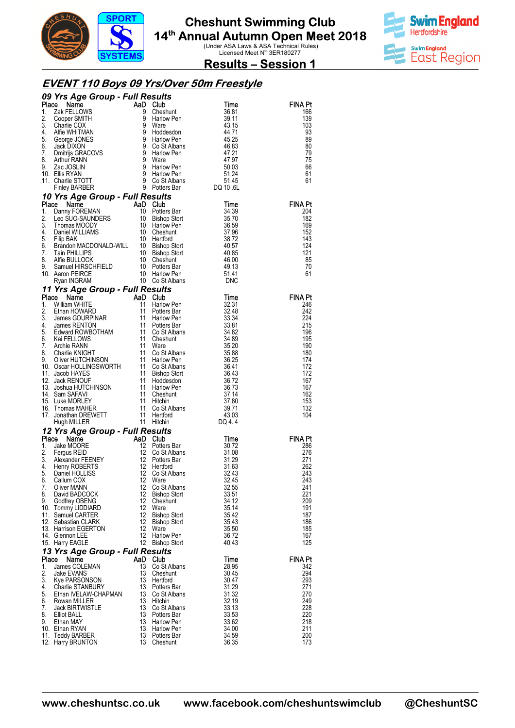# Cheshunt Swimming Club

## 14th Annual Autumn Open Meet 2018

(Under ASA Laws & ASA Technical Rules)
Licensed Meet N° 3ER180277

## Results – Session 1

### EVENT 110 Boys 09 Yrs/Over 50m Freestyle

#### 09 Yrs Age Group - Full Results

| Place | Name | AaD | Club | Time | FINA Pt |
|---|---|---|---|---|---|
| 1. | Zak FELLOWS | 9 | Cheshunt | 36.81 | 166 |
| 2. | Cooper SMITH | 9 | Harlow Pen | 39.11 | 139 |
| 3. | Charlie COX | 9 | Ware | 43.15 | 103 |
| 4. | Alfie WHITMAN | 9 | Hoddesdon | 44.71 | 93 |
| 5. | George JONES | 9 | Harlow Pen | 45.25 | 89 |
| 6. | Jack DIXON | 9 | Co St Albans | 46.83 | 80 |
| 7. | Dmitrijs GRACOVS | 9 | Harlow Pen | 47.21 | 79 |
| 8. | Arthur RANN | 9 | Ware | 47.97 | 75 |
| 9. | Zac JOSLIN | 9 | Harlow Pen | 50.03 | 66 |
| 10. | Ellis RYAN | 9 | Harlow Pen | 51.24 | 61 |
| 11. | Charlie STOTT | 9 | Co St Albans | 51.45 | 61 |
| | Finley BARBER | 9 | Potters Bar | DQ 10 .6L | |

#### 10 Yrs Age Group - Full Results

| Place | Name | AaD | Club | Time | FINA Pt |
|---|---|---|---|---|---|
| 1. | Danny FOREMAN | 10 | Potters Bar | 34.39 | 204 |
| 2. | Leo SUO-SAUNDERS | 10 | Bishop Stort | 35.70 | 182 |
| 3. | Thomas MOODY | 10 | Harlow Pen | 36.59 | 169 |
| 4. | Daniel WILLIAMS | 10 | Cheshunt | 37.96 | 152 |
| 5. | Filip BAK | 10 | Hertford | 38.72 | 143 |
| 6. | Brandon MACDONALD-WILL | 10 | Bishop Stort | 40.57 | 124 |
| 7. | Tain PHILLIPS | 10 | Bishop Stort | 40.85 | 121 |
| 8. | Alfie BULLOCK | 10 | Cheshunt | 46.00 | 85 |
| 9. | Samuel HIRSCHFIELD | 10 | Potters Bar | 49.13 | 70 |
| 10. | Aaron PEIRCE | 10 | Harlow Pen | 51.41 | 61 |
| | Ryan INGRAM | 10 | Co St Albans | DNC | |

#### 11 Yrs Age Group - Full Results

| Place | Name | AaD | Club | Time | FINA Pt |
|---|---|---|---|---|---|
| 1. | William WHITE | 11 | Harlow Pen | 32.31 | 246 |
| 2. | Ethan HOWARD | 11 | Potters Bar | 32.48 | 242 |
| 3. | James GOURPINAR | 11 | Harlow Pen | 33.34 | 224 |
| 4. | James RENTON | 11 | Potters Bar | 33.81 | 215 |
| 5. | Edward ROWBOTHAM | 11 | Co St Albans | 34.82 | 196 |
| 6. | Kai FELLOWS | 11 | Cheshunt | 34.89 | 195 |
| 7. | Archie RANN | 11 | Ware | 35.20 | 190 |
| 8. | Charlie KNIGHT | 11 | Co St Albans | 35.88 | 180 |
| 9. | Oliver HUTCHINSON | 11 | Harlow Pen | 36.25 | 174 |
| 10. | Oscar HOLLINGSWORTH | 11 | Co St Albans | 36.41 | 172 |
| 11. | Jacob HAYES | 11 | Bishop Stort | 36.43 | 172 |
| 12. | Jack RENOUF | 11 | Hoddesdon | 36.72 | 167 |
| 13. | Joshua HUTCHINSON | 11 | Harlow Pen | 36.73 | 167 |
| 14. | Sam SAFAVI | 11 | Cheshunt | 37.14 | 162 |
| 15. | Luke MORLEY | 11 | Hitchin | 37.80 | 153 |
| 16. | Thomas MAHER | 11 | Co St Albans | 39.71 | 132 |
| 17. | Jonathan DREWETT | 11 | Hertford | 43.03 | 104 |
| | Hugh MILLER | 11 | Hitchin | DQ 4. 4 | |

#### 12 Yrs Age Group - Full Results

| Place | Name | AaD | Club | Time | FINA Pt |
|---|---|---|---|---|---|
| 1. | Jake MOORE | 12 | Potters Bar | 30.72 | 286 |
| 2. | Fergus REID | 12 | Co St Albans | 31.08 | 276 |
| 3. | Alexander FEENEY | 12 | Potters Bar | 31.29 | 271 |
| 4. | Henry ROBERTS | 12 | Hertford | 31.63 | 262 |
| 5. | Daniel HOLLISS | 12 | Co St Albans | 32.43 | 243 |
| 6. | Callum COX | 12 | Ware | 32.45 | 243 |
| 7. | Oliver MANN | 12 | Co St Albans | 32.55 | 241 |
| 8. | David BADCOCK | 12 | Bishop Stort | 33.51 | 221 |
| 9. | Godfrey OBENG | 12 | Cheshunt | 34.12 | 209 |
| 10. | Tommy LIDDIARD | 12 | Ware | 35.14 | 191 |
| 11. | Samuel CARTER | 12 | Bishop Stort | 35.42 | 187 |
| 12. | Sebastian CLARK | 12 | Bishop Stort | 35.43 | 186 |
| 13. | Harrison EGERTON | 12 | Ware | 35.50 | 185 |
| 14. | Glennon LEE | 12 | Harlow Pen | 36.72 | 167 |
| 15. | Harry EAGLE | 12 | Bishop Stort | 40.43 | 125 |

#### 13 Yrs Age Group - Full Results

| Place | Name | AaD | Club | Time | FINA Pt |
|---|---|---|---|---|---|
| 1. | James COLEMAN | 13 | Co St Albans | 28.95 | 342 |
| 2. | Jake EVANS | 13 | Cheshunt | 30.45 | 294 |
| 3. | Kye PARSONSON | 13 | Hertford | 30.47 | 293 |
| 4. | Charlie STANBURY | 13 | Potters Bar | 31.29 | 271 |
| 5. | Ethan IVELAW-CHAPMAN | 13 | Co St Albans | 31.32 | 270 |
| 6. | Rowan MILLER | 13 | Hitchin | 32.19 | 249 |
| 7. | Jack BIRTWISTLE | 13 | Co St Albans | 33.13 | 228 |
| 8. | Elliot BALL | 13 | Potters Bar | 33.53 | 220 |
| 9. | Ethan MAY | 13 | Harlow Pen | 33.62 | 218 |
| 10. | Ethan RYAN | 13 | Harlow Pen | 34.00 | 211 |
| 11. | Teddy BARBER | 13 | Potters Bar | 34.59 | 200 |
| 12. | Harry BRUNTON | 13 | Cheshunt | 36.35 | 173 |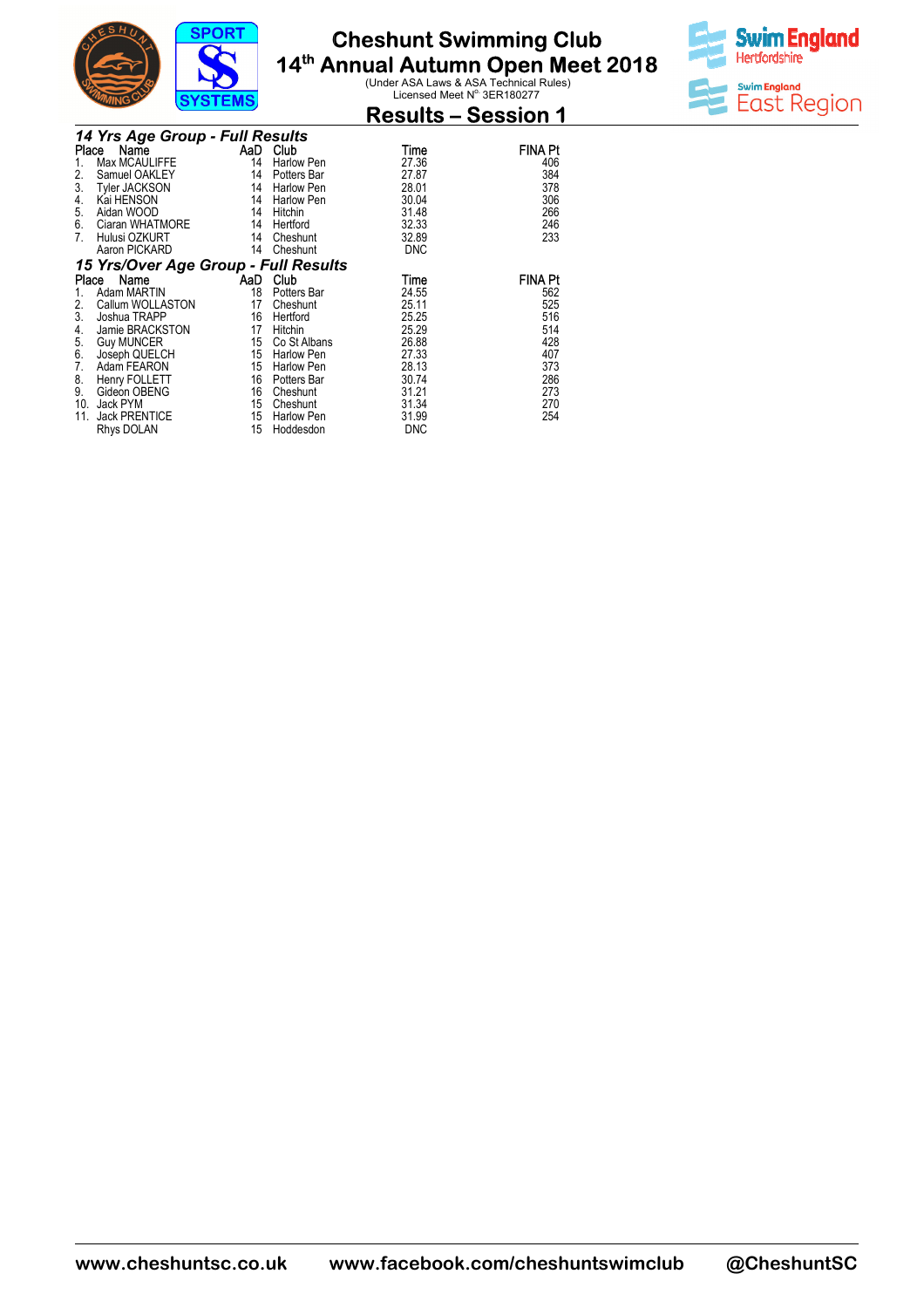# Cheshunt Swimming Club
## 14th Annual Autumn Open Meet 2018
(Under ASA Laws & ASA Technical Rules)
Licensed Meet N° 3ER180277

## Results – Session 1

### *14 Yrs Age Group - Full Results*

| Place | Name | AaD | Club | Time | FINA Pt |
|---|---|---|---|---|---|
| 1. | Max MCAULIFFE | 14 | Harlow Pen | 27.36 | 406 |
| 2. | Samuel OAKLEY | 14 | Potters Bar | 27.87 | 384 |
| 3. | Tyler JACKSON | 14 | Harlow Pen | 28.01 | 378 |
| 4. | Kai HENSON | 14 | Harlow Pen | 30.04 | 306 |
| 5. | Aidan WOOD | 14 | Hitchin | 31.48 | 266 |
| 6. | Ciaran WHATMORE | 14 | Hertford | 32.33 | 246 |
| 7. | Hulusi OZKURT | 14 | Cheshunt | 32.89 | 233 |
| | Aaron PICKARD | 14 | Cheshunt | DNC | |

### *15 Yrs/Over Age Group - Full Results*

| Place | Name | AaD | Club | Time | FINA Pt |
|---|---|---|---|---|---|
| 1. | Adam MARTIN | 18 | Potters Bar | 24.55 | 562 |
| 2. | Callum WOLLASTON | 17 | Cheshunt | 25.11 | 525 |
| 3. | Joshua TRAPP | 16 | Hertford | 25.25 | 516 |
| 4. | Jamie BRACKSTON | 17 | Hitchin | 25.29 | 514 |
| 5. | Guy MUNCER | 15 | Co St Albans | 26.88 | 428 |
| 6. | Joseph QUELCH | 15 | Harlow Pen | 27.33 | 407 |
| 7. | Adam FEARON | 15 | Harlow Pen | 28.13 | 373 |
| 8. | Henry FOLLETT | 16 | Potters Bar | 30.74 | 286 |
| 9. | Gideon OBENG | 16 | Cheshunt | 31.21 | 273 |
| 10. | Jack PYM | 15 | Cheshunt | 31.34 | 270 |
| 11. | Jack PRENTICE | 15 | Harlow Pen | 31.99 | 254 |
| | Rhys DOLAN | 15 | Hoddesdon | DNC | |